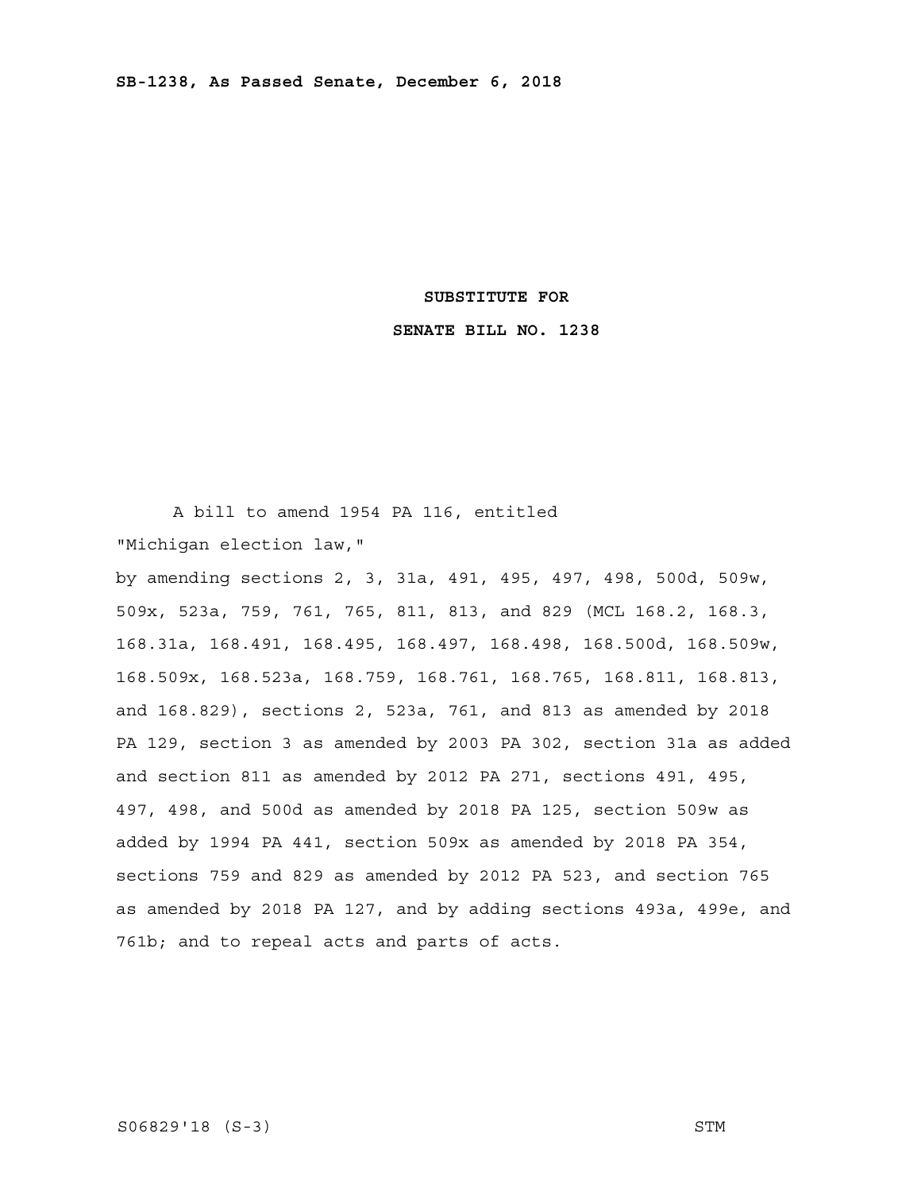**SB-1238, As Passed Senate, December 6, 2018**

**SUBSTITUTE FOR**

**SENATE BILL NO. 1238**

A bill to amend 1954 PA 116, entitled

"Michigan election law,"

by amending sections 2, 3, 31a, 491, 495, 497, 498, 500d, 509w, 509x, 523a, 759, 761, 765, 811, 813, and 829 (MCL 168.2, 168.3, 168.31a, 168.491, 168.495, 168.497, 168.498, 168.500d, 168.509w, 168.509x, 168.523a, 168.759, 168.761, 168.765, 168.811, 168.813, and 168.829), sections 2, 523a, 761, and 813 as amended by 2018 PA 129, section 3 as amended by 2003 PA 302, section 31a as added and section 811 as amended by 2012 PA 271, sections 491, 495, 497, 498, and 500d as amended by 2018 PA 125, section 509w as added by 1994 PA 441, section 509x as amended by 2018 PA 354, sections 759 and 829 as amended by 2012 PA 523, and section 765 as amended by 2018 PA 127, and by adding sections 493a, 499e, and 761b; and to repeal acts and parts of acts.

S06829'18 (S-3) STM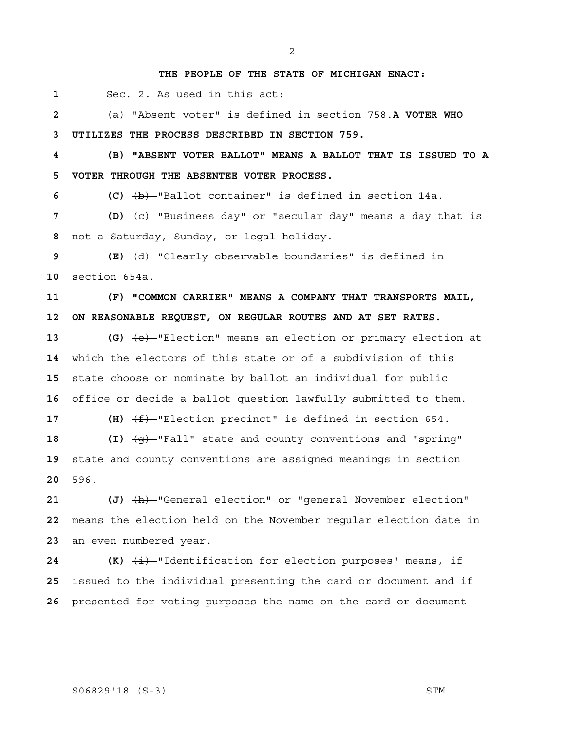**THE PEOPLE OF THE STATE OF MICHIGAN ENACT:**

1 Sec. 2. As used in this act:

2 (a) "Absent voter" is ~~defined in section 758.~~ **A VOTER WHO**
3 **UTILIZES THE PROCESS DESCRIBED IN SECTION 759.**

4 **(B) "ABSENT VOTER BALLOT" MEANS A BALLOT THAT IS ISSUED TO A**
5 **VOTER THROUGH THE ABSENTEE VOTER PROCESS.**

6 **(C)** ~~(b)~~ "Ballot container" is defined in section 14a.

7 **(D)** ~~(c)~~ "Business day" or "secular day" means a day that is
8 not a Saturday, Sunday, or legal holiday.

9 **(E)** ~~(d)~~ "Clearly observable boundaries" is defined in
10 section 654a.

11 **(F) "COMMON CARRIER" MEANS A COMPANY THAT TRANSPORTS MAIL,**
12 **ON REASONABLE REQUEST, ON REGULAR ROUTES AND AT SET RATES.**

13 **(G)** ~~(e)~~ "Election" means an election or primary election at
14 which the electors of this state or of a subdivision of this
15 state choose or nominate by ballot an individual for public
16 office or decide a ballot question lawfully submitted to them.

17 **(H)** ~~(f)~~ "Election precinct" is defined in section 654.

18 **(I)** ~~(g)~~ "Fall" state and county conventions and "spring"
19 state and county conventions are assigned meanings in section
20 596.

21 **(J)** ~~(h)~~ "General election" or "general November election"
22 means the election held on the November regular election date in
23 an even numbered year.

24 **(K)** ~~(i)~~ "Identification for election purposes" means, if
25 issued to the individual presenting the card or document and if
26 presented for voting purposes the name on the card or document

S06829'18 (S-3) STM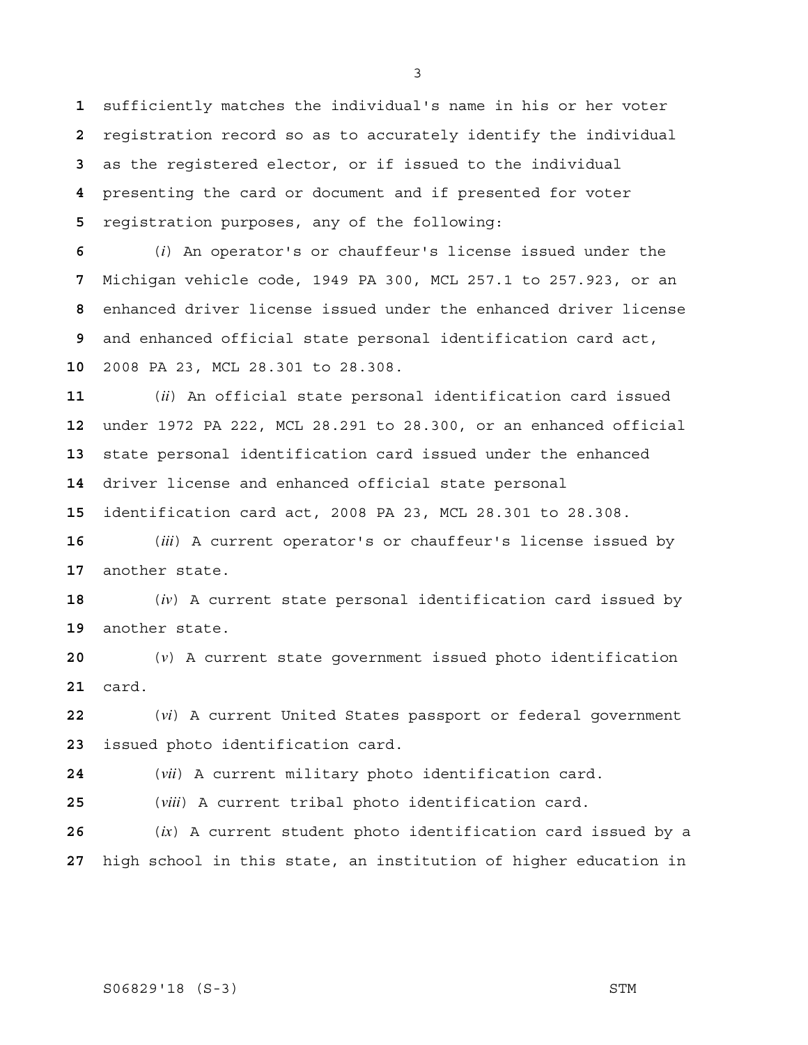sufficiently matches the individual's name in his or her voter registration record so as to accurately identify the individual as the registered elector, or if issued to the individual presenting the card or document and if presented for voter registration purposes, any of the following:

(*i*) An operator's or chauffeur's license issued under the Michigan vehicle code, 1949 PA 300, MCL 257.1 to 257.923, or an enhanced driver license issued under the enhanced driver license and enhanced official state personal identification card act, 2008 PA 23, MCL 28.301 to 28.308.

(*ii*) An official state personal identification card issued under 1972 PA 222, MCL 28.291 to 28.300, or an enhanced official state personal identification card issued under the enhanced driver license and enhanced official state personal identification card act, 2008 PA 23, MCL 28.301 to 28.308.

(*iii*) A current operator's or chauffeur's license issued by another state.

(*iv*) A current state personal identification card issued by another state.

(*v*) A current state government issued photo identification card.

(*vi*) A current United States passport or federal government issued photo identification card.

(*vii*) A current military photo identification card.

(*viii*) A current tribal photo identification card.

(*ix*) A current student photo identification card issued by a high school in this state, an institution of higher education in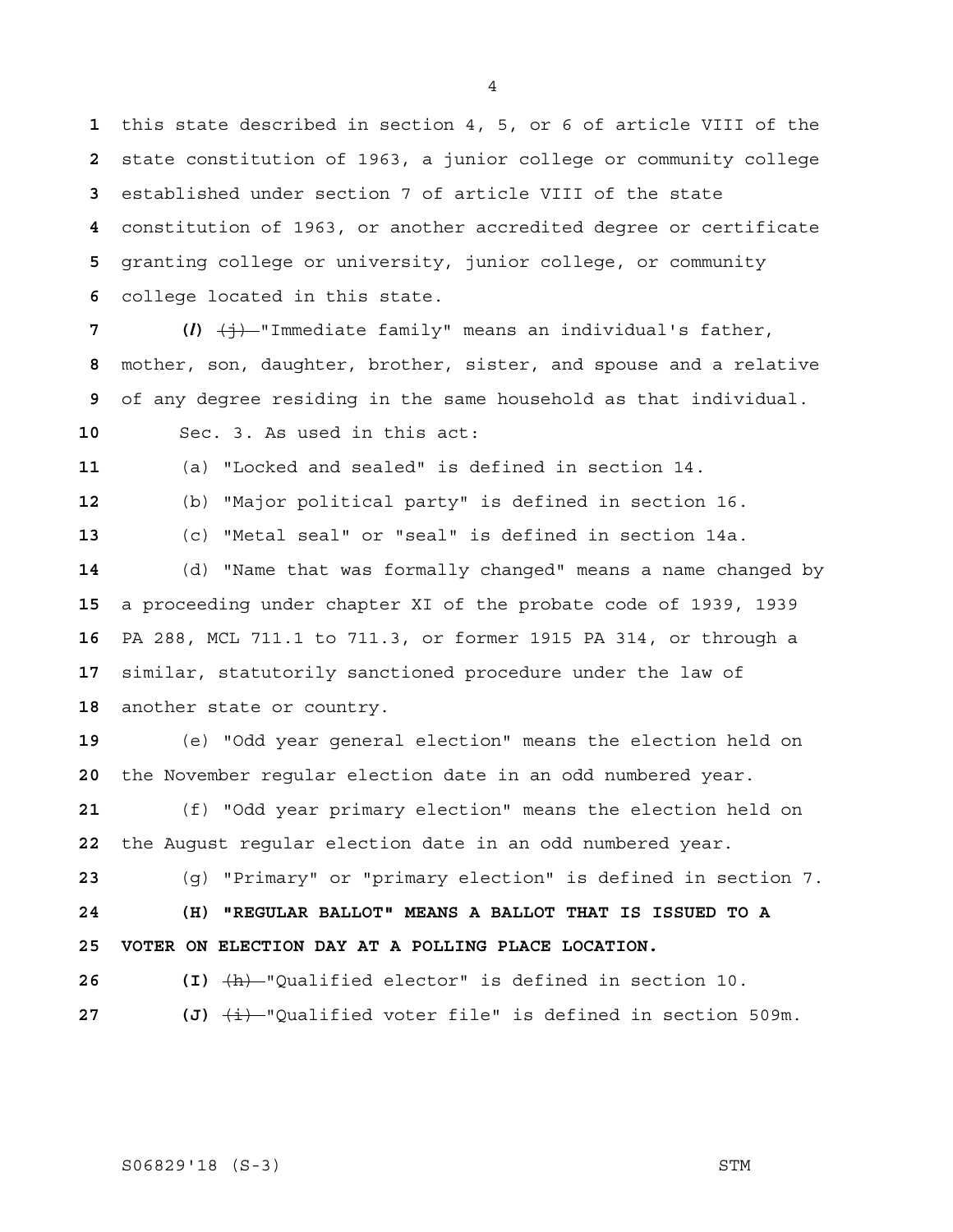this state described in section 4, 5, or 6 of article VIII of the state constitution of 1963, a junior college or community college established under section 7 of article VIII of the state constitution of 1963, or another accredited degree or certificate granting college or university, junior college, or community college located in this state.

**(*l*)** ~~(j)~~ "Immediate family" means an individual's father, mother, son, daughter, brother, sister, and spouse and a relative of any degree residing in the same household as that individual.

Sec. 3. As used in this act:

(a) "Locked and sealed" is defined in section 14.

(b) "Major political party" is defined in section 16.

(c) "Metal seal" or "seal" is defined in section 14a.

(d) "Name that was formally changed" means a name changed by a proceeding under chapter XI of the probate code of 1939, 1939 PA 288, MCL 711.1 to 711.3, or former 1915 PA 314, or through a similar, statutorily sanctioned procedure under the law of another state or country.

(e) "Odd year general election" means the election held on the November regular election date in an odd numbered year.

(f) "Odd year primary election" means the election held on the August regular election date in an odd numbered year.

(g) "Primary" or "primary election" is defined in section 7.

**(H) "REGULAR BALLOT" MEANS A BALLOT THAT IS ISSUED TO A VOTER ON ELECTION DAY AT A POLLING PLACE LOCATION.**

**(I)** ~~(h)~~ "Qualified elector" is defined in section 10.

**(J)** ~~(i)~~ "Qualified voter file" is defined in section 509m.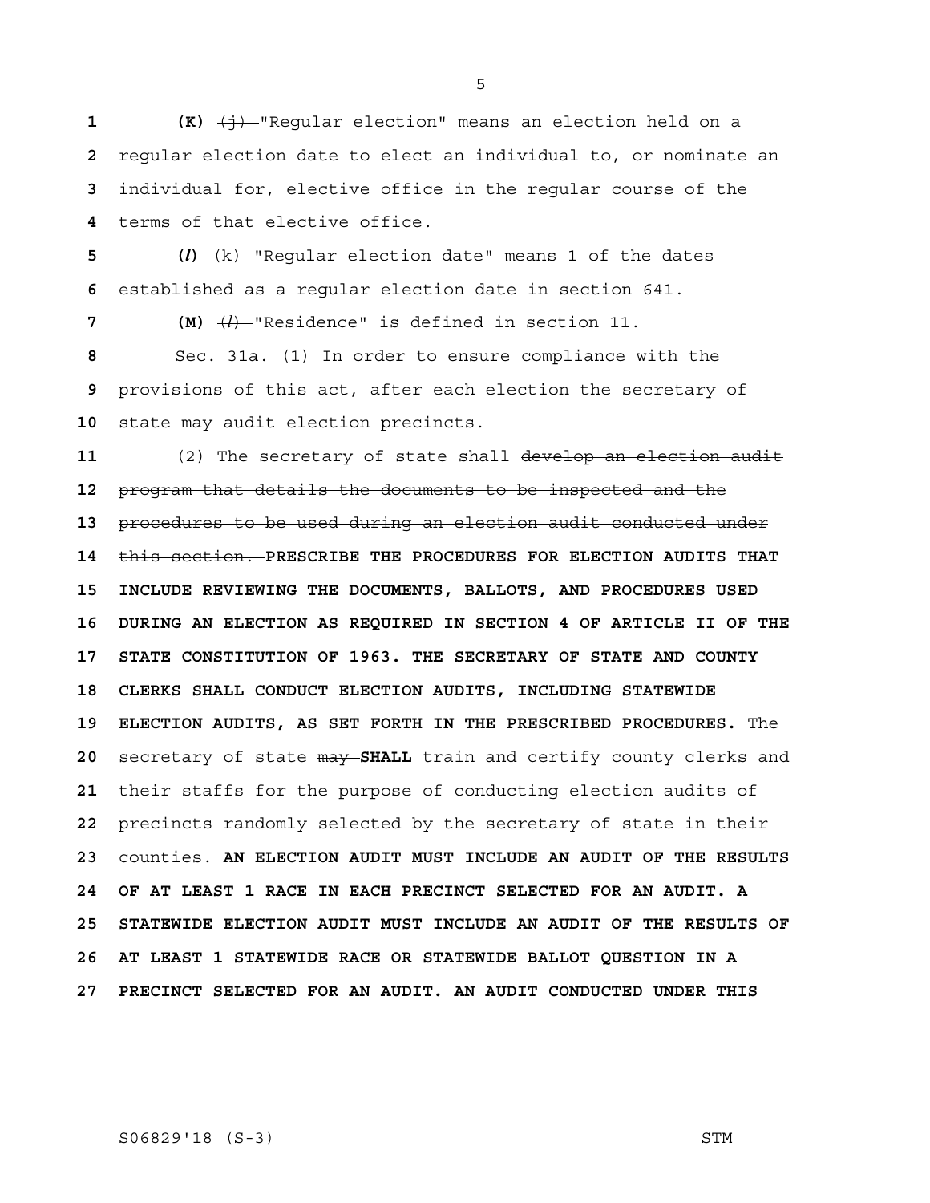**(K)** ~~(j)~~ "Regular election" means an election held on a regular election date to elect an individual to, or nominate an individual for, elective office in the regular course of the terms of that elective office.

**(*l*)** ~~(k)~~ "Regular election date" means 1 of the dates established as a regular election date in section 641.

**(M)** ~~(*l*)~~ "Residence" is defined in section 11.

Sec. 31a. (1) In order to ensure compliance with the provisions of this act, after each election the secretary of state may audit election precincts.

(2) The secretary of state shall ~~develop an election audit program that details the documents to be inspected and the procedures to be used during an election audit conducted under this section.~~ **PRESCRIBE THE PROCEDURES FOR ELECTION AUDITS THAT INCLUDE REVIEWING THE DOCUMENTS, BALLOTS, AND PROCEDURES USED DURING AN ELECTION AS REQUIRED IN SECTION 4 OF ARTICLE II OF THE STATE CONSTITUTION OF 1963. THE SECRETARY OF STATE AND COUNTY CLERKS SHALL CONDUCT ELECTION AUDITS, INCLUDING STATEWIDE ELECTION AUDITS, AS SET FORTH IN THE PRESCRIBED PROCEDURES.** The secretary of state ~~may~~ **SHALL** train and certify county clerks and their staffs for the purpose of conducting election audits of precincts randomly selected by the secretary of state in their counties. **AN ELECTION AUDIT MUST INCLUDE AN AUDIT OF THE RESULTS OF AT LEAST 1 RACE IN EACH PRECINCT SELECTED FOR AN AUDIT. A STATEWIDE ELECTION AUDIT MUST INCLUDE AN AUDIT OF THE RESULTS OF AT LEAST 1 STATEWIDE RACE OR STATEWIDE BALLOT QUESTION IN A PRECINCT SELECTED FOR AN AUDIT. AN AUDIT CONDUCTED UNDER THIS**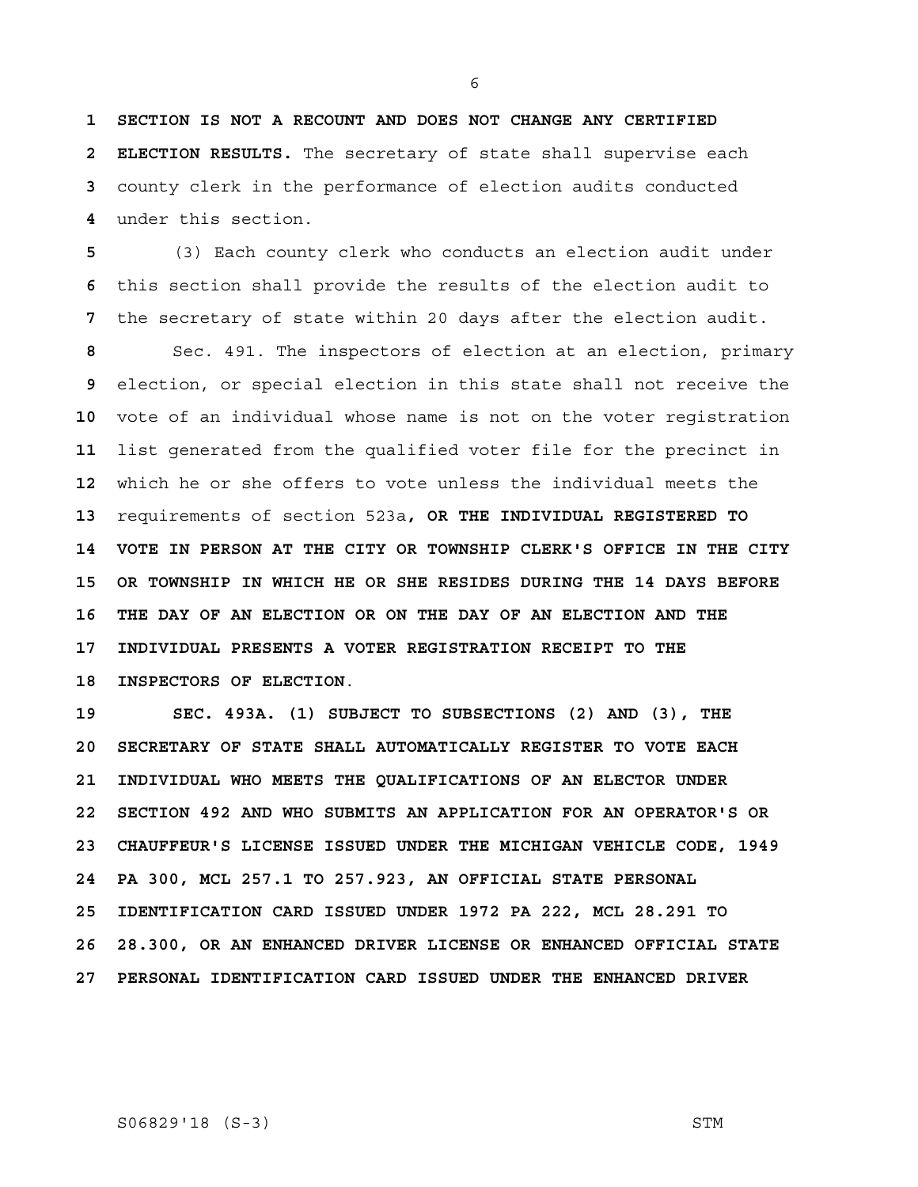**SECTION IS NOT A RECOUNT AND DOES NOT CHANGE ANY CERTIFIED ELECTION RESULTS.** The secretary of state shall supervise each county clerk in the performance of election audits conducted under this section.

(3) Each county clerk who conducts an election audit under this section shall provide the results of the election audit to the secretary of state within 20 days after the election audit.

Sec. 491. The inspectors of election at an election, primary election, or special election in this state shall not receive the vote of an individual whose name is not on the voter registration list generated from the qualified voter file for the precinct in which he or she offers to vote unless the individual meets the requirements of section 523a**, OR THE INDIVIDUAL REGISTERED TO VOTE IN PERSON AT THE CITY OR TOWNSHIP CLERK'S OFFICE IN THE CITY OR TOWNSHIP IN WHICH HE OR SHE RESIDES DURING THE 14 DAYS BEFORE THE DAY OF AN ELECTION OR ON THE DAY OF AN ELECTION AND THE INDIVIDUAL PRESENTS A VOTER REGISTRATION RECEIPT TO THE INSPECTORS OF ELECTION**.

**SEC. 493A. (1) SUBJECT TO SUBSECTIONS (2) AND (3), THE SECRETARY OF STATE SHALL AUTOMATICALLY REGISTER TO VOTE EACH INDIVIDUAL WHO MEETS THE QUALIFICATIONS OF AN ELECTOR UNDER SECTION 492 AND WHO SUBMITS AN APPLICATION FOR AN OPERATOR'S OR CHAUFFEUR'S LICENSE ISSUED UNDER THE MICHIGAN VEHICLE CODE, 1949 PA 300, MCL 257.1 TO 257.923, AN OFFICIAL STATE PERSONAL IDENTIFICATION CARD ISSUED UNDER 1972 PA 222, MCL 28.291 TO 28.300, OR AN ENHANCED DRIVER LICENSE OR ENHANCED OFFICIAL STATE PERSONAL IDENTIFICATION CARD ISSUED UNDER THE ENHANCED DRIVER**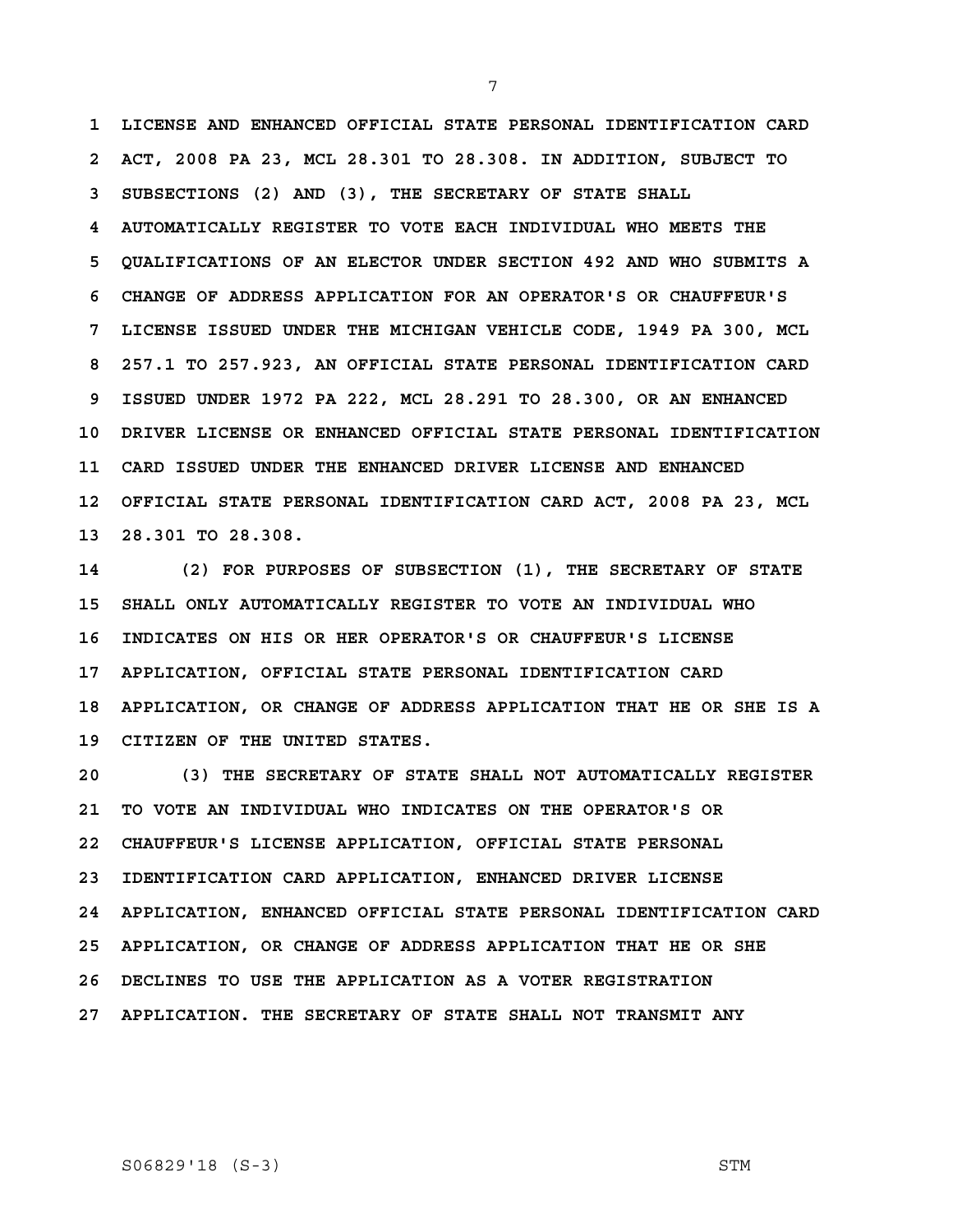LICENSE AND ENHANCED OFFICIAL STATE PERSONAL IDENTIFICATION CARD ACT, 2008 PA 23, MCL 28.301 TO 28.308. IN ADDITION, SUBJECT TO SUBSECTIONS (2) AND (3), THE SECRETARY OF STATE SHALL AUTOMATICALLY REGISTER TO VOTE EACH INDIVIDUAL WHO MEETS THE QUALIFICATIONS OF AN ELECTOR UNDER SECTION 492 AND WHO SUBMITS A CHANGE OF ADDRESS APPLICATION FOR AN OPERATOR'S OR CHAUFFEUR'S LICENSE ISSUED UNDER THE MICHIGAN VEHICLE CODE, 1949 PA 300, MCL 257.1 TO 257.923, AN OFFICIAL STATE PERSONAL IDENTIFICATION CARD ISSUED UNDER 1972 PA 222, MCL 28.291 TO 28.300, OR AN ENHANCED DRIVER LICENSE OR ENHANCED OFFICIAL STATE PERSONAL IDENTIFICATION CARD ISSUED UNDER THE ENHANCED DRIVER LICENSE AND ENHANCED OFFICIAL STATE PERSONAL IDENTIFICATION CARD ACT, 2008 PA 23, MCL 28.301 TO 28.308.

(2) FOR PURPOSES OF SUBSECTION (1), THE SECRETARY OF STATE SHALL ONLY AUTOMATICALLY REGISTER TO VOTE AN INDIVIDUAL WHO INDICATES ON HIS OR HER OPERATOR'S OR CHAUFFEUR'S LICENSE APPLICATION, OFFICIAL STATE PERSONAL IDENTIFICATION CARD APPLICATION, OR CHANGE OF ADDRESS APPLICATION THAT HE OR SHE IS A CITIZEN OF THE UNITED STATES.

(3) THE SECRETARY OF STATE SHALL NOT AUTOMATICALLY REGISTER TO VOTE AN INDIVIDUAL WHO INDICATES ON THE OPERATOR'S OR CHAUFFEUR'S LICENSE APPLICATION, OFFICIAL STATE PERSONAL IDENTIFICATION CARD APPLICATION, ENHANCED DRIVER LICENSE APPLICATION, ENHANCED OFFICIAL STATE PERSONAL IDENTIFICATION CARD APPLICATION, OR CHANGE OF ADDRESS APPLICATION THAT HE OR SHE DECLINES TO USE THE APPLICATION AS A VOTER REGISTRATION APPLICATION. THE SECRETARY OF STATE SHALL NOT TRANSMIT ANY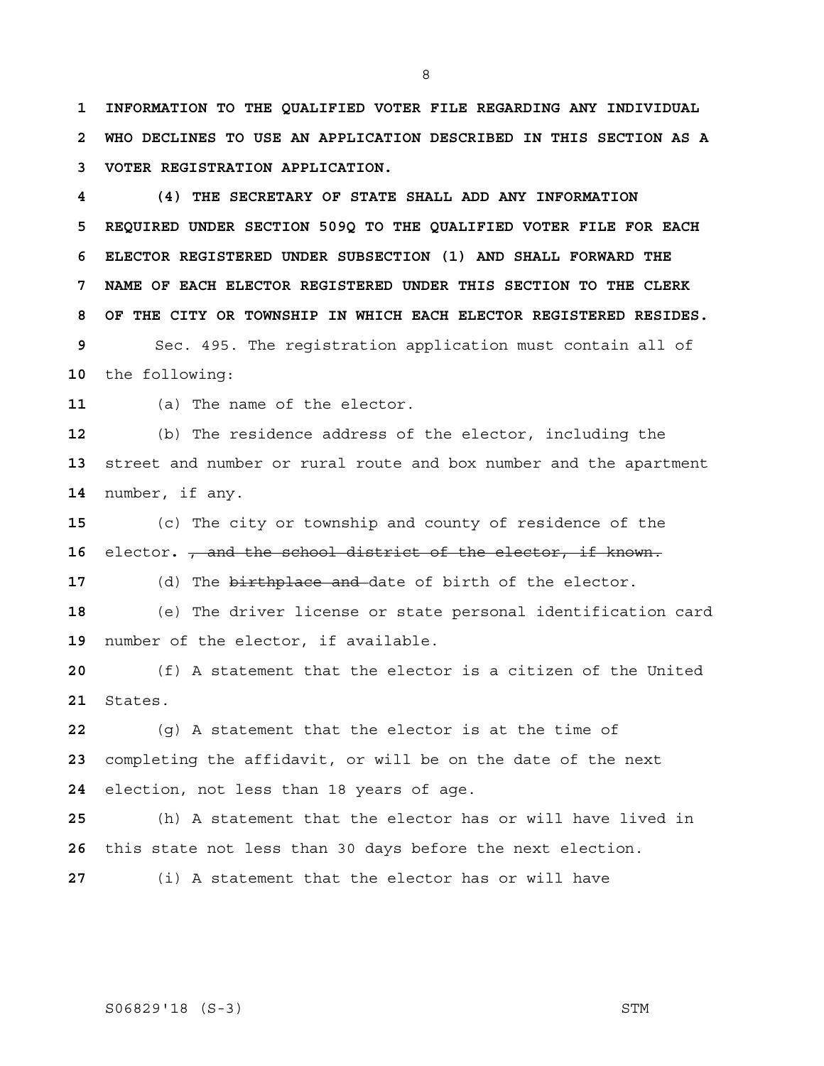**INFORMATION TO THE QUALIFIED VOTER FILE REGARDING ANY INDIVIDUAL WHO DECLINES TO USE AN APPLICATION DESCRIBED IN THIS SECTION AS A VOTER REGISTRATION APPLICATION.**

**(4) THE SECRETARY OF STATE SHALL ADD ANY INFORMATION REQUIRED UNDER SECTION 509Q TO THE QUALIFIED VOTER FILE FOR EACH ELECTOR REGISTERED UNDER SUBSECTION (1) AND SHALL FORWARD THE NAME OF EACH ELECTOR REGISTERED UNDER THIS SECTION TO THE CLERK OF THE CITY OR TOWNSHIP IN WHICH EACH ELECTOR REGISTERED RESIDES.**

Sec. 495. The registration application must contain all of the following:

(a) The name of the elector.

(b) The residence address of the elector, including the street and number or rural route and box number and the apartment number, if any.

(c) The city or township and county of residence of the elector**.** ~~, and the school district of the elector, if known.~~

(d) The ~~birthplace and~~ date of birth of the elector.

(e) The driver license or state personal identification card number of the elector, if available.

(f) A statement that the elector is a citizen of the United States.

(g) A statement that the elector is at the time of completing the affidavit, or will be on the date of the next election, not less than 18 years of age.

(h) A statement that the elector has or will have lived in this state not less than 30 days before the next election.

(i) A statement that the elector has or will have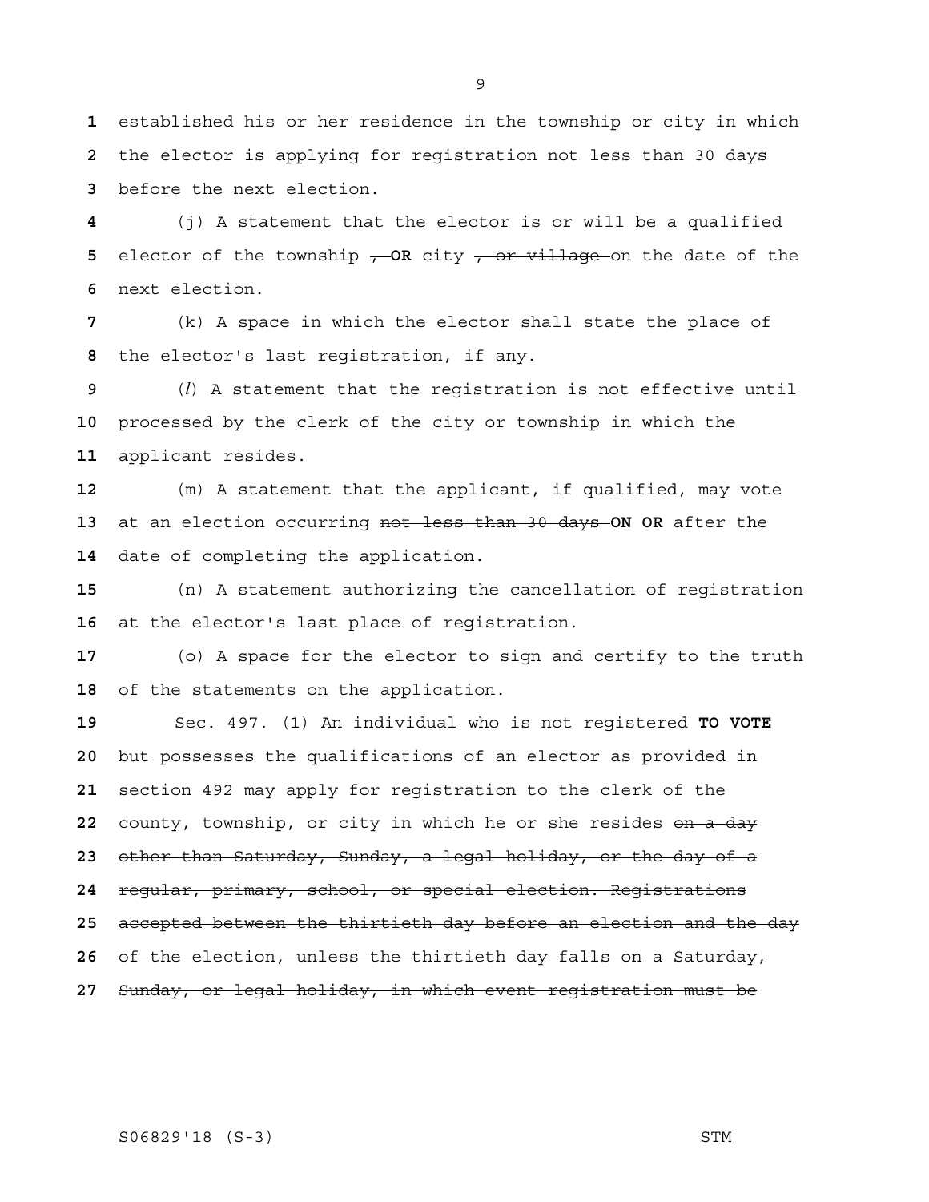established his or her residence in the township or city in which the elector is applying for registration not less than 30 days before the next election.

(j) A statement that the elector is or will be a qualified elector of the township ~~,~~ **OR** city ~~, or village~~ on the date of the next election.

(k) A space in which the elector shall state the place of the elector's last registration, if any.

(*l*) A statement that the registration is not effective until processed by the clerk of the city or township in which the applicant resides.

(m) A statement that the applicant, if qualified, may vote at an election occurring ~~not less than 30 days~~ **ON OR** after the date of completing the application.

(n) A statement authorizing the cancellation of registration at the elector's last place of registration.

(o) A space for the elector to sign and certify to the truth of the statements on the application.

Sec. 497. (1) An individual who is not registered **TO VOTE** but possesses the qualifications of an elector as provided in section 492 may apply for registration to the clerk of the county, township, or city in which he or she resides ~~on a day other than Saturday, Sunday, a legal holiday, or the day of a regular, primary, school, or special election. Registrations accepted between the thirtieth day before an election and the day of the election, unless the thirtieth day falls on a Saturday, Sunday, or legal holiday, in which event registration must be~~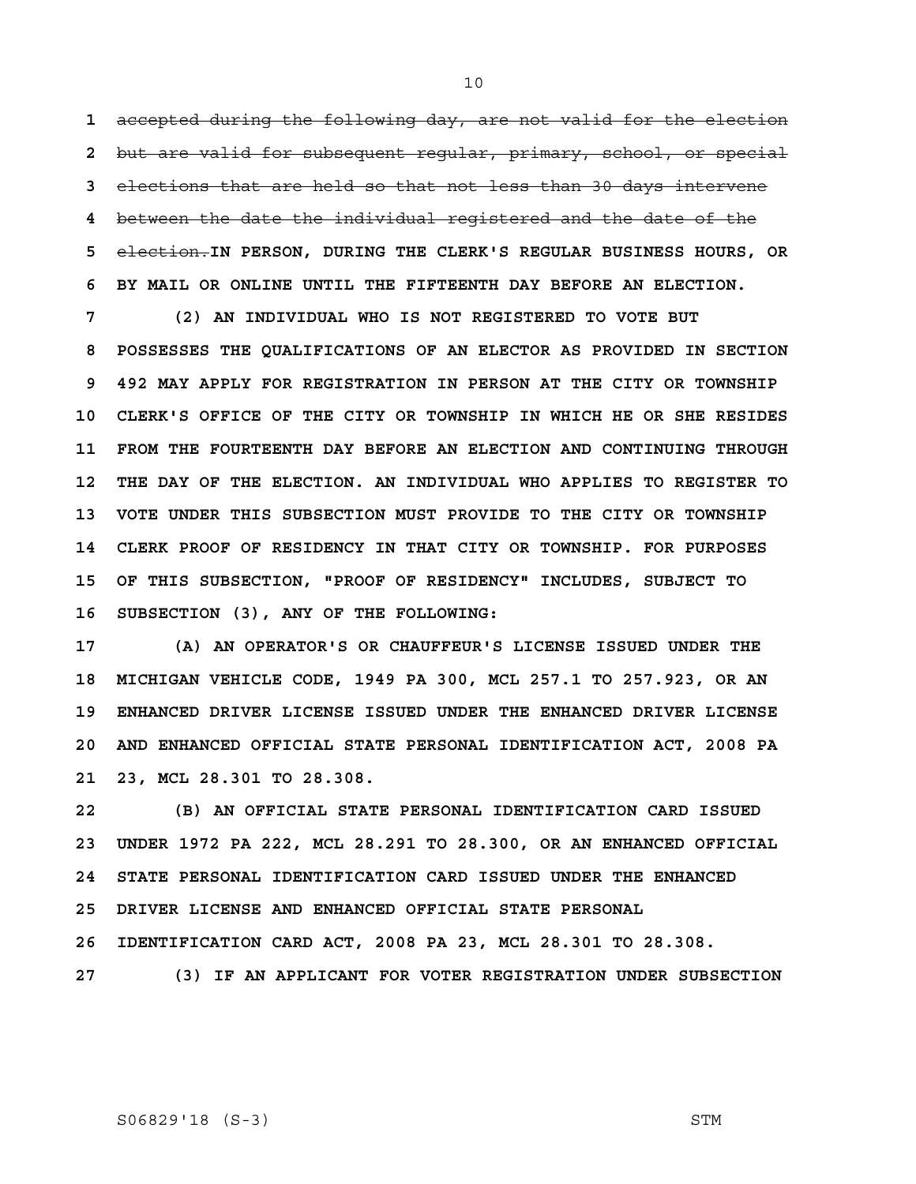~~accepted during the following day, are not valid for the election but are valid for subsequent regular, primary, school, or special elections that are held so that not less than 30 days intervene between the date the individual registered and the date of the election.~~**IN PERSON, DURING THE CLERK'S REGULAR BUSINESS HOURS, OR BY MAIL OR ONLINE UNTIL THE FIFTEENTH DAY BEFORE AN ELECTION.**

**(2) AN INDIVIDUAL WHO IS NOT REGISTERED TO VOTE BUT POSSESSES THE QUALIFICATIONS OF AN ELECTOR AS PROVIDED IN SECTION 492 MAY APPLY FOR REGISTRATION IN PERSON AT THE CITY OR TOWNSHIP CLERK'S OFFICE OF THE CITY OR TOWNSHIP IN WHICH HE OR SHE RESIDES FROM THE FOURTEENTH DAY BEFORE AN ELECTION AND CONTINUING THROUGH THE DAY OF THE ELECTION. AN INDIVIDUAL WHO APPLIES TO REGISTER TO VOTE UNDER THIS SUBSECTION MUST PROVIDE TO THE CITY OR TOWNSHIP CLERK PROOF OF RESIDENCY IN THAT CITY OR TOWNSHIP. FOR PURPOSES OF THIS SUBSECTION, "PROOF OF RESIDENCY" INCLUDES, SUBJECT TO SUBSECTION (3), ANY OF THE FOLLOWING:**

**(A) AN OPERATOR'S OR CHAUFFEUR'S LICENSE ISSUED UNDER THE MICHIGAN VEHICLE CODE, 1949 PA 300, MCL 257.1 TO 257.923, OR AN ENHANCED DRIVER LICENSE ISSUED UNDER THE ENHANCED DRIVER LICENSE AND ENHANCED OFFICIAL STATE PERSONAL IDENTIFICATION ACT, 2008 PA 23, MCL 28.301 TO 28.308.**

**(B) AN OFFICIAL STATE PERSONAL IDENTIFICATION CARD ISSUED UNDER 1972 PA 222, MCL 28.291 TO 28.300, OR AN ENHANCED OFFICIAL STATE PERSONAL IDENTIFICATION CARD ISSUED UNDER THE ENHANCED DRIVER LICENSE AND ENHANCED OFFICIAL STATE PERSONAL IDENTIFICATION CARD ACT, 2008 PA 23, MCL 28.301 TO 28.308.**

**(3) IF AN APPLICANT FOR VOTER REGISTRATION UNDER SUBSECTION**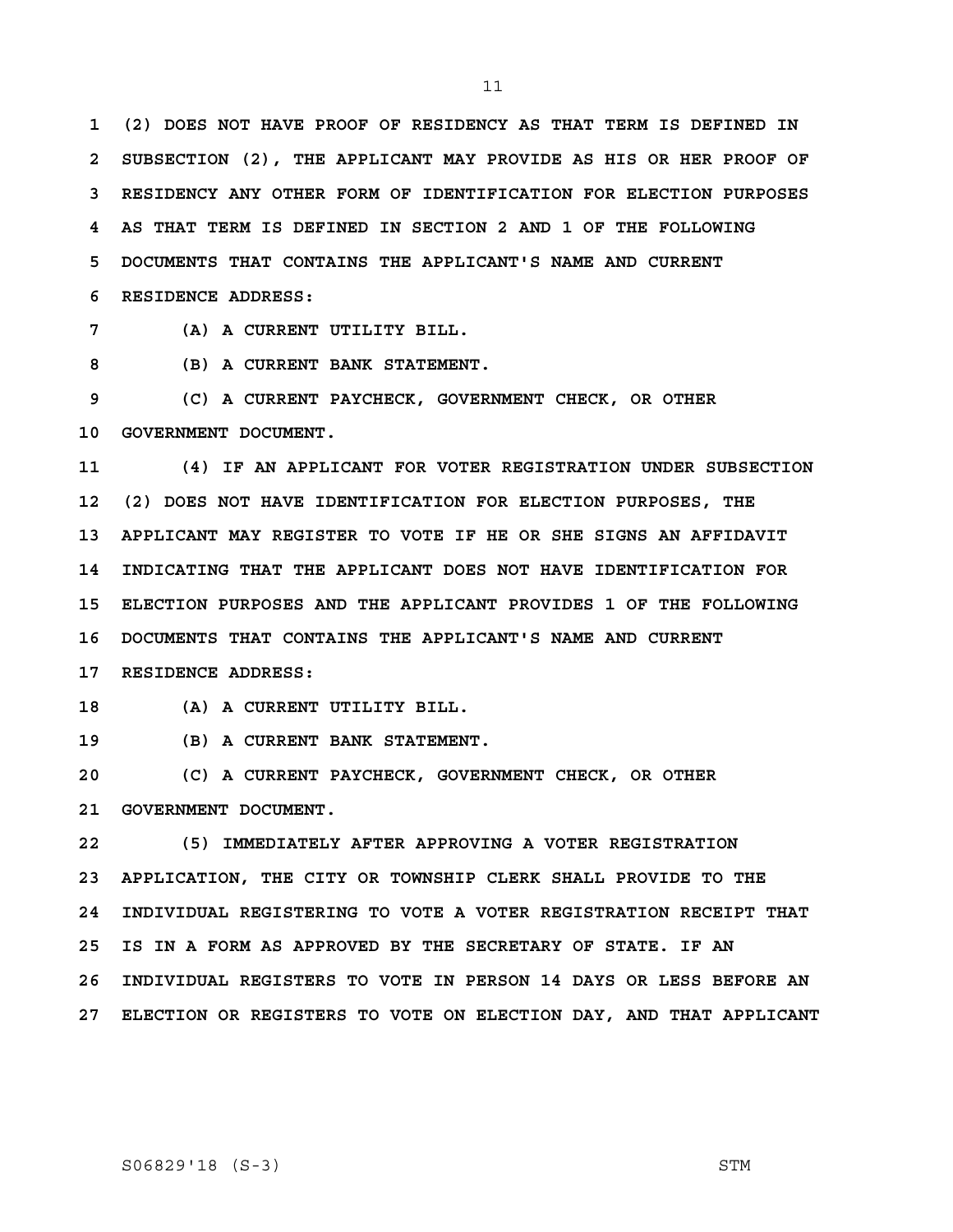(2) DOES NOT HAVE PROOF OF RESIDENCY AS THAT TERM IS DEFINED IN SUBSECTION (2), THE APPLICANT MAY PROVIDE AS HIS OR HER PROOF OF RESIDENCY ANY OTHER FORM OF IDENTIFICATION FOR ELECTION PURPOSES AS THAT TERM IS DEFINED IN SECTION 2 AND 1 OF THE FOLLOWING DOCUMENTS THAT CONTAINS THE APPLICANT'S NAME AND CURRENT RESIDENCE ADDRESS:

(A) A CURRENT UTILITY BILL.

(B) A CURRENT BANK STATEMENT.

(C) A CURRENT PAYCHECK, GOVERNMENT CHECK, OR OTHER GOVERNMENT DOCUMENT.

(4) IF AN APPLICANT FOR VOTER REGISTRATION UNDER SUBSECTION (2) DOES NOT HAVE IDENTIFICATION FOR ELECTION PURPOSES, THE APPLICANT MAY REGISTER TO VOTE IF HE OR SHE SIGNS AN AFFIDAVIT INDICATING THAT THE APPLICANT DOES NOT HAVE IDENTIFICATION FOR ELECTION PURPOSES AND THE APPLICANT PROVIDES 1 OF THE FOLLOWING DOCUMENTS THAT CONTAINS THE APPLICANT'S NAME AND CURRENT RESIDENCE ADDRESS:

(A) A CURRENT UTILITY BILL.

(B) A CURRENT BANK STATEMENT.

(C) A CURRENT PAYCHECK, GOVERNMENT CHECK, OR OTHER GOVERNMENT DOCUMENT.

(5) IMMEDIATELY AFTER APPROVING A VOTER REGISTRATION APPLICATION, THE CITY OR TOWNSHIP CLERK SHALL PROVIDE TO THE INDIVIDUAL REGISTERING TO VOTE A VOTER REGISTRATION RECEIPT THAT IS IN A FORM AS APPROVED BY THE SECRETARY OF STATE. IF AN INDIVIDUAL REGISTERS TO VOTE IN PERSON 14 DAYS OR LESS BEFORE AN ELECTION OR REGISTERS TO VOTE ON ELECTION DAY, AND THAT APPLICANT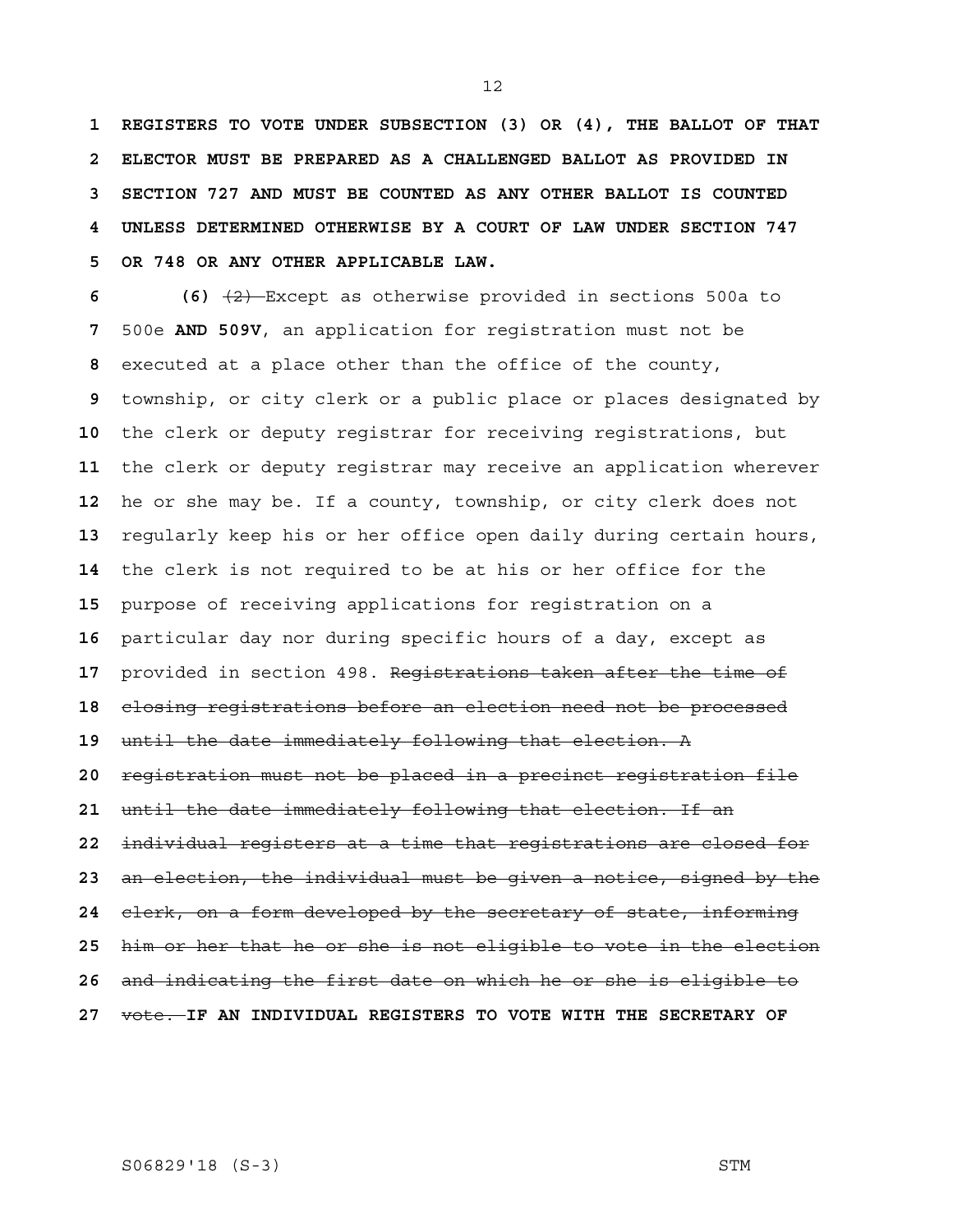**REGISTERS TO VOTE UNDER SUBSECTION (3) OR (4), THE BALLOT OF THAT ELECTOR MUST BE PREPARED AS A CHALLENGED BALLOT AS PROVIDED IN SECTION 727 AND MUST BE COUNTED AS ANY OTHER BALLOT IS COUNTED UNLESS DETERMINED OTHERWISE BY A COURT OF LAW UNDER SECTION 747 OR 748 OR ANY OTHER APPLICABLE LAW.**

**(6)** ~~(2)~~ Except as otherwise provided in sections 500a to 500e **AND 509V**, an application for registration must not be executed at a place other than the office of the county, township, or city clerk or a public place or places designated by the clerk or deputy registrar for receiving registrations, but the clerk or deputy registrar may receive an application wherever he or she may be. If a county, township, or city clerk does not regularly keep his or her office open daily during certain hours, the clerk is not required to be at his or her office for the purpose of receiving applications for registration on a particular day nor during specific hours of a day, except as provided in section 498. ~~Registrations taken after the time of closing registrations before an election need not be processed until the date immediately following that election. A registration must not be placed in a precinct registration file until the date immediately following that election. If an individual registers at a time that registrations are closed for an election, the individual must be given a notice, signed by the clerk, on a form developed by the secretary of state, informing him or her that he or she is not eligible to vote in the election and indicating the first date on which he or she is eligible to vote.~~ **IF AN INDIVIDUAL REGISTERS TO VOTE WITH THE SECRETARY OF**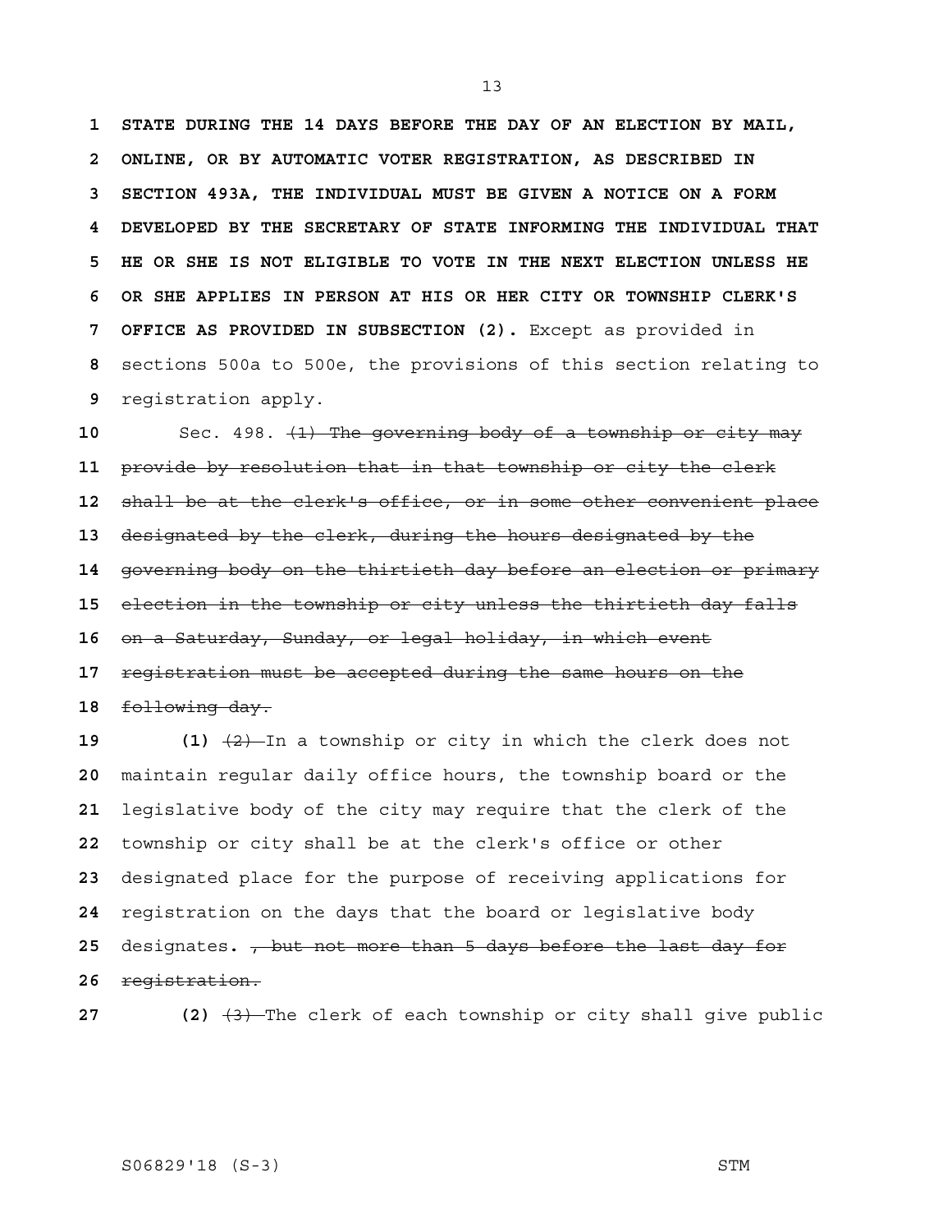**STATE DURING THE 14 DAYS BEFORE THE DAY OF AN ELECTION BY MAIL, ONLINE, OR BY AUTOMATIC VOTER REGISTRATION, AS DESCRIBED IN SECTION 493A, THE INDIVIDUAL MUST BE GIVEN A NOTICE ON A FORM DEVELOPED BY THE SECRETARY OF STATE INFORMING THE INDIVIDUAL THAT HE OR SHE IS NOT ELIGIBLE TO VOTE IN THE NEXT ELECTION UNLESS HE OR SHE APPLIES IN PERSON AT HIS OR HER CITY OR TOWNSHIP CLERK'S OFFICE AS PROVIDED IN SUBSECTION (2).** Except as provided in sections 500a to 500e, the provisions of this section relating to registration apply.

Sec. 498. ~~(1) The governing body of a township or city may provide by resolution that in that township or city the clerk shall be at the clerk's office, or in some other convenient place designated by the clerk, during the hours designated by the governing body on the thirtieth day before an election or primary election in the township or city unless the thirtieth day falls on a Saturday, Sunday, or legal holiday, in which event registration must be accepted during the same hours on the following day.~~

**(1)** ~~(2)~~ In a township or city in which the clerk does not maintain regular daily office hours, the township board or the legislative body of the city may require that the clerk of the township or city shall be at the clerk's office or other designated place for the purpose of receiving applications for registration on the days that the board or legislative body designates**.** ~~, but not more than 5 days before the last day for registration.~~

**(2)** ~~(3)~~ The clerk of each township or city shall give public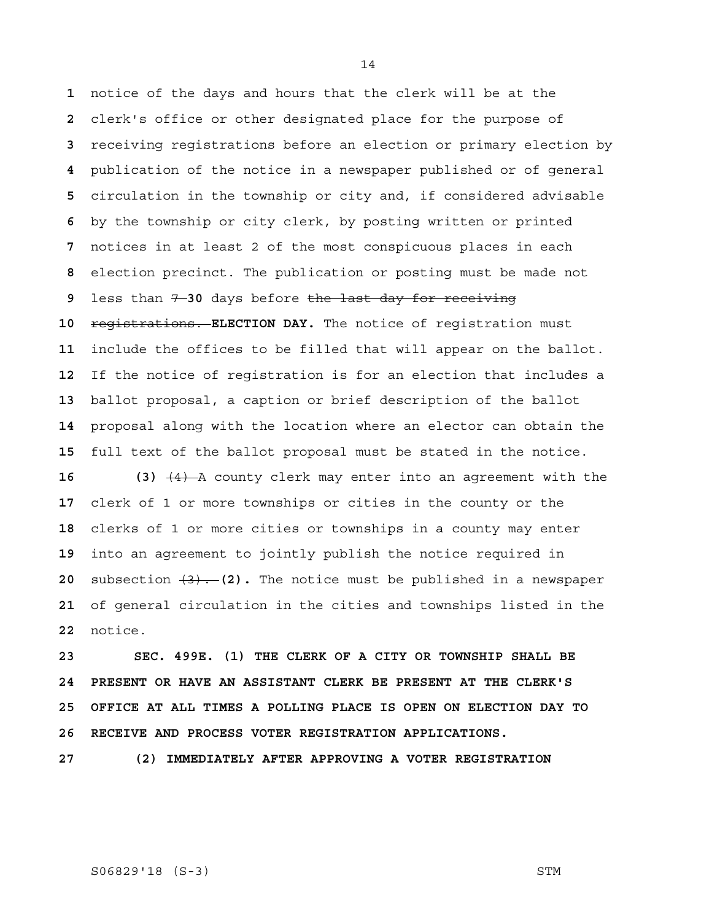notice of the days and hours that the clerk will be at the clerk's office or other designated place for the purpose of receiving registrations before an election or primary election by publication of the notice in a newspaper published or of general circulation in the township or city and, if considered advisable by the township or city clerk, by posting written or printed notices in at least 2 of the most conspicuous places in each election precinct. The publication or posting must be made not less than ~~7~~ **30** days before ~~the last day for receiving registrations.~~ **ELECTION DAY.** The notice of registration must include the offices to be filled that will appear on the ballot. If the notice of registration is for an election that includes a ballot proposal, a caption or brief description of the ballot proposal along with the location where an elector can obtain the full text of the ballot proposal must be stated in the notice.

**(3)** ~~(4)~~ A county clerk may enter into an agreement with the clerk of 1 or more townships or cities in the county or the clerks of 1 or more cities or townships in a county may enter into an agreement to jointly publish the notice required in subsection ~~(3).~~ **(2).** The notice must be published in a newspaper of general circulation in the cities and townships listed in the notice.

**SEC. 499E. (1) THE CLERK OF A CITY OR TOWNSHIP SHALL BE PRESENT OR HAVE AN ASSISTANT CLERK BE PRESENT AT THE CLERK'S OFFICE AT ALL TIMES A POLLING PLACE IS OPEN ON ELECTION DAY TO RECEIVE AND PROCESS VOTER REGISTRATION APPLICATIONS.**

**(2) IMMEDIATELY AFTER APPROVING A VOTER REGISTRATION**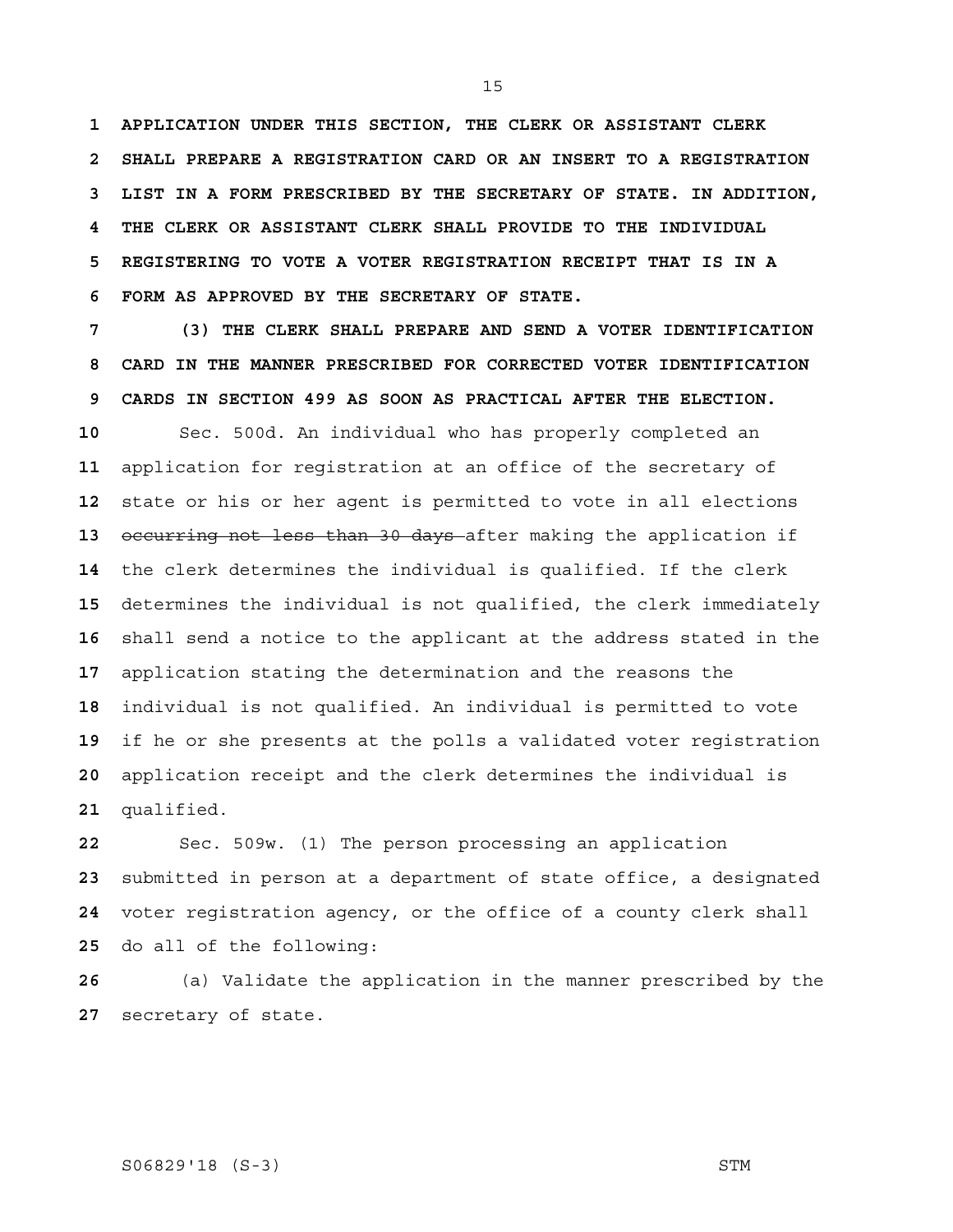**APPLICATION UNDER THIS SECTION, THE CLERK OR ASSISTANT CLERK SHALL PREPARE A REGISTRATION CARD OR AN INSERT TO A REGISTRATION LIST IN A FORM PRESCRIBED BY THE SECRETARY OF STATE. IN ADDITION, THE CLERK OR ASSISTANT CLERK SHALL PROVIDE TO THE INDIVIDUAL REGISTERING TO VOTE A VOTER REGISTRATION RECEIPT THAT IS IN A FORM AS APPROVED BY THE SECRETARY OF STATE.**

**(3) THE CLERK SHALL PREPARE AND SEND A VOTER IDENTIFICATION CARD IN THE MANNER PRESCRIBED FOR CORRECTED VOTER IDENTIFICATION CARDS IN SECTION 499 AS SOON AS PRACTICAL AFTER THE ELECTION.**

Sec. 500d. An individual who has properly completed an application for registration at an office of the secretary of state or his or her agent is permitted to vote in all elections ~~occurring not less than 30 days~~ after making the application if the clerk determines the individual is qualified. If the clerk determines the individual is not qualified, the clerk immediately shall send a notice to the applicant at the address stated in the application stating the determination and the reasons the individual is not qualified. An individual is permitted to vote if he or she presents at the polls a validated voter registration application receipt and the clerk determines the individual is qualified.

Sec. 509w. (1) The person processing an application submitted in person at a department of state office, a designated voter registration agency, or the office of a county clerk shall do all of the following:

(a) Validate the application in the manner prescribed by the secretary of state.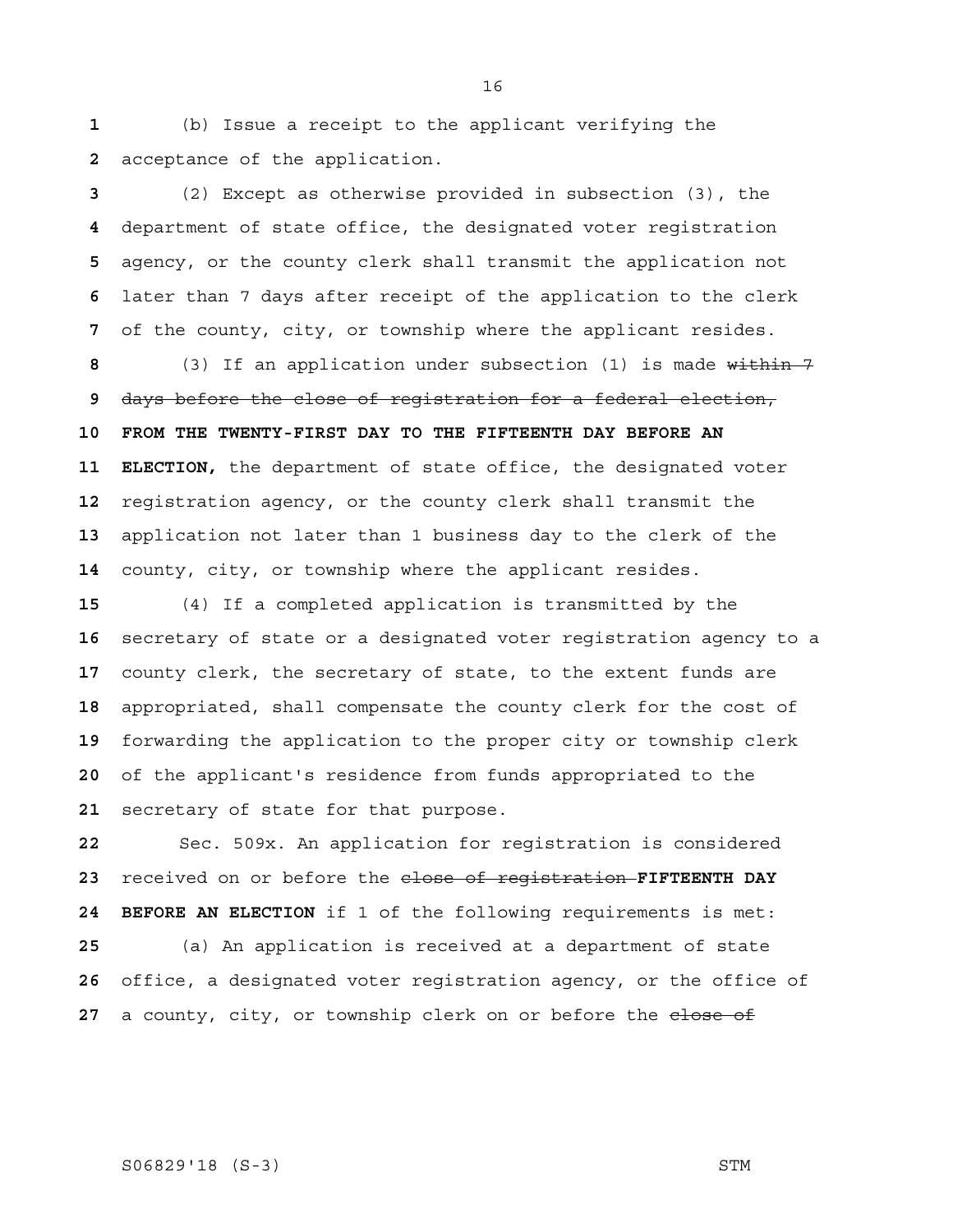(b) Issue a receipt to the applicant verifying the acceptance of the application.

(2) Except as otherwise provided in subsection (3), the department of state office, the designated voter registration agency, or the county clerk shall transmit the application not later than 7 days after receipt of the application to the clerk of the county, city, or township where the applicant resides.

(3) If an application under subsection (1) is made ~~within 7 days before the close of registration for a federal election,~~ **FROM THE TWENTY-FIRST DAY TO THE FIFTEENTH DAY BEFORE AN ELECTION,** the department of state office, the designated voter registration agency, or the county clerk shall transmit the application not later than 1 business day to the clerk of the county, city, or township where the applicant resides.

(4) If a completed application is transmitted by the secretary of state or a designated voter registration agency to a county clerk, the secretary of state, to the extent funds are appropriated, shall compensate the county clerk for the cost of forwarding the application to the proper city or township clerk of the applicant's residence from funds appropriated to the secretary of state for that purpose.

Sec. 509x. An application for registration is considered received on or before the ~~close of registration~~ **FIFTEENTH DAY BEFORE AN ELECTION** if 1 of the following requirements is met:

(a) An application is received at a department of state office, a designated voter registration agency, or the office of a county, city, or township clerk on or before the ~~close of~~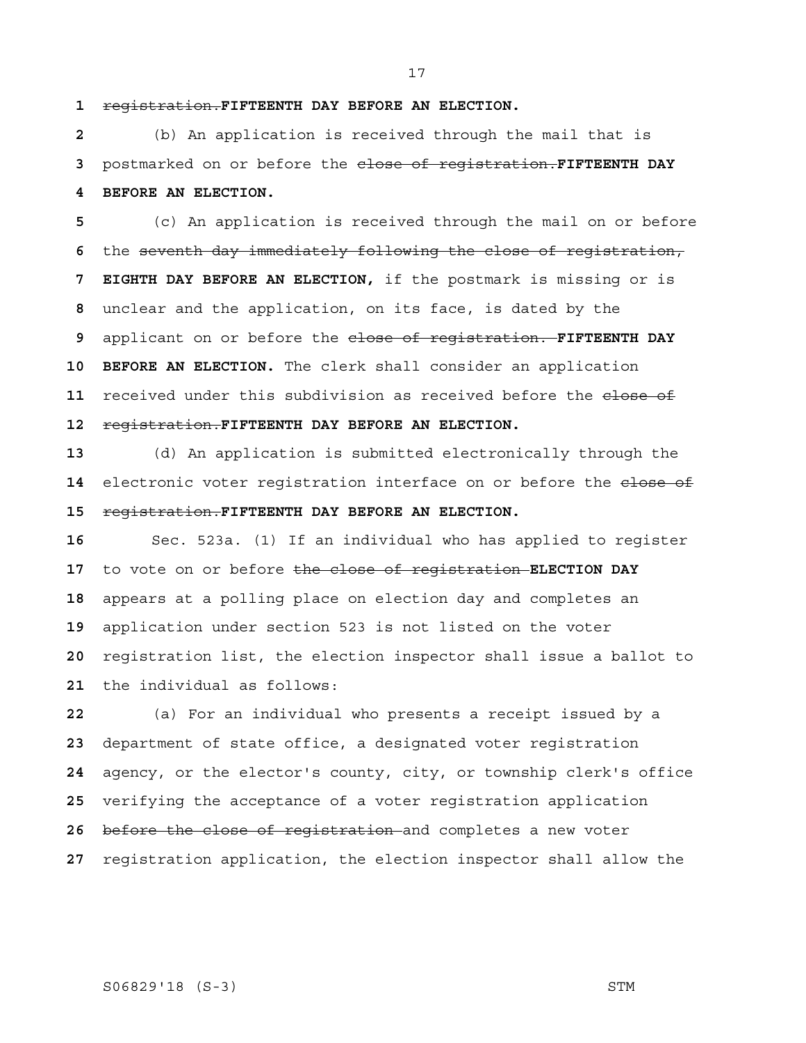~~registration.~~**FIFTEENTH DAY BEFORE AN ELECTION.**

(b) An application is received through the mail that is postmarked on or before the ~~close of registration.~~**FIFTEENTH DAY BEFORE AN ELECTION.**

(c) An application is received through the mail on or before the ~~seventh day immediately following the close of registration,~~ **EIGHTH DAY BEFORE AN ELECTION,** if the postmark is missing or is unclear and the application, on its face, is dated by the applicant on or before the ~~close of registration.~~ **FIFTEENTH DAY BEFORE AN ELECTION.** The clerk shall consider an application received under this subdivision as received before the ~~close of registration.~~**FIFTEENTH DAY BEFORE AN ELECTION.**

(d) An application is submitted electronically through the electronic voter registration interface on or before the ~~close of registration.~~**FIFTEENTH DAY BEFORE AN ELECTION.**

Sec. 523a. (1) If an individual who has applied to register to vote on or before ~~the close of registration~~ **ELECTION DAY** appears at a polling place on election day and completes an application under section 523 is not listed on the voter registration list, the election inspector shall issue a ballot to the individual as follows:

(a) For an individual who presents a receipt issued by a department of state office, a designated voter registration agency, or the elector's county, city, or township clerk's office verifying the acceptance of a voter registration application ~~before the close of registration~~ and completes a new voter registration application, the election inspector shall allow the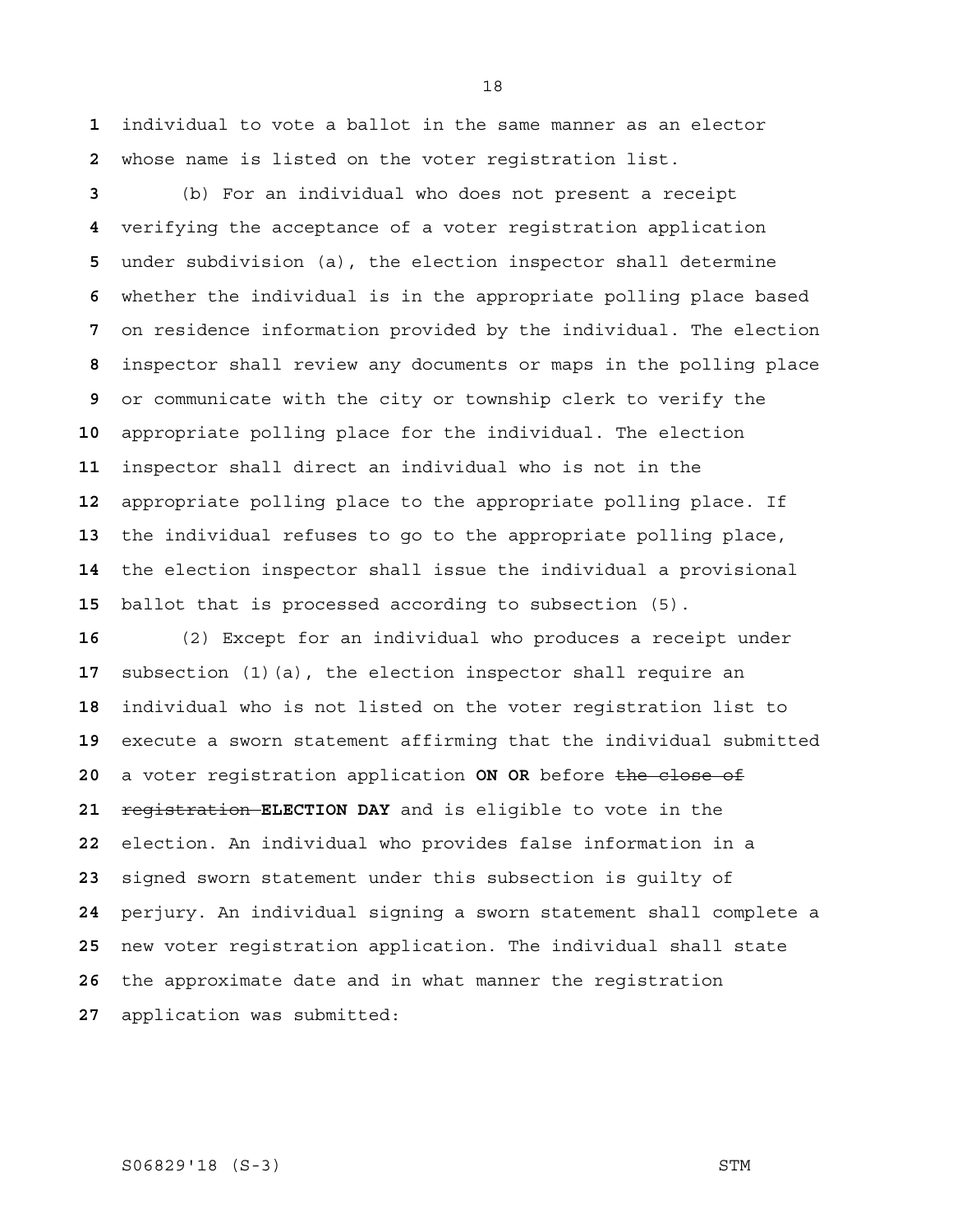individual to vote a ballot in the same manner as an elector whose name is listed on the voter registration list.

(b) For an individual who does not present a receipt verifying the acceptance of a voter registration application under subdivision (a), the election inspector shall determine whether the individual is in the appropriate polling place based on residence information provided by the individual. The election inspector shall review any documents or maps in the polling place or communicate with the city or township clerk to verify the appropriate polling place for the individual. The election inspector shall direct an individual who is not in the appropriate polling place to the appropriate polling place. If the individual refuses to go to the appropriate polling place, the election inspector shall issue the individual a provisional ballot that is processed according to subsection (5).

(2) Except for an individual who produces a receipt under subsection (1)(a), the election inspector shall require an individual who is not listed on the voter registration list to execute a sworn statement affirming that the individual submitted a voter registration application **ON OR** before ~~the close of registration~~ **ELECTION DAY** and is eligible to vote in the election. An individual who provides false information in a signed sworn statement under this subsection is guilty of perjury. An individual signing a sworn statement shall complete a new voter registration application. The individual shall state the approximate date and in what manner the registration application was submitted: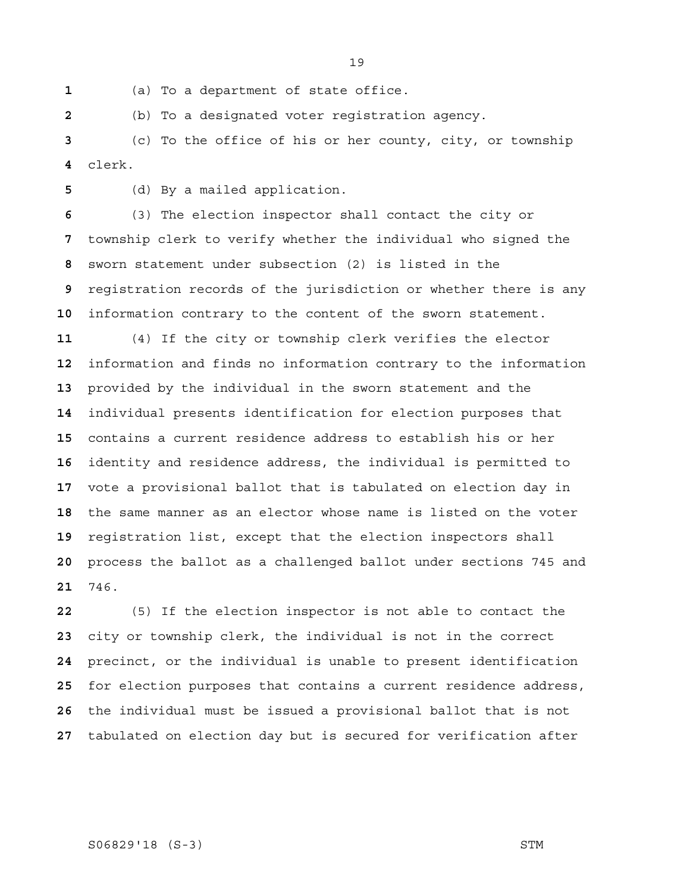(a) To a department of state office.

(b) To a designated voter registration agency.

(c) To the office of his or her county, city, or township clerk.

(d) By a mailed application.

(3) The election inspector shall contact the city or township clerk to verify whether the individual who signed the sworn statement under subsection (2) is listed in the registration records of the jurisdiction or whether there is any information contrary to the content of the sworn statement.

(4) If the city or township clerk verifies the elector information and finds no information contrary to the information provided by the individual in the sworn statement and the individual presents identification for election purposes that contains a current residence address to establish his or her identity and residence address, the individual is permitted to vote a provisional ballot that is tabulated on election day in the same manner as an elector whose name is listed on the voter registration list, except that the election inspectors shall process the ballot as a challenged ballot under sections 745 and 746.

(5) If the election inspector is not able to contact the city or township clerk, the individual is not in the correct precinct, or the individual is unable to present identification for election purposes that contains a current residence address, the individual must be issued a provisional ballot that is not tabulated on election day but is secured for verification after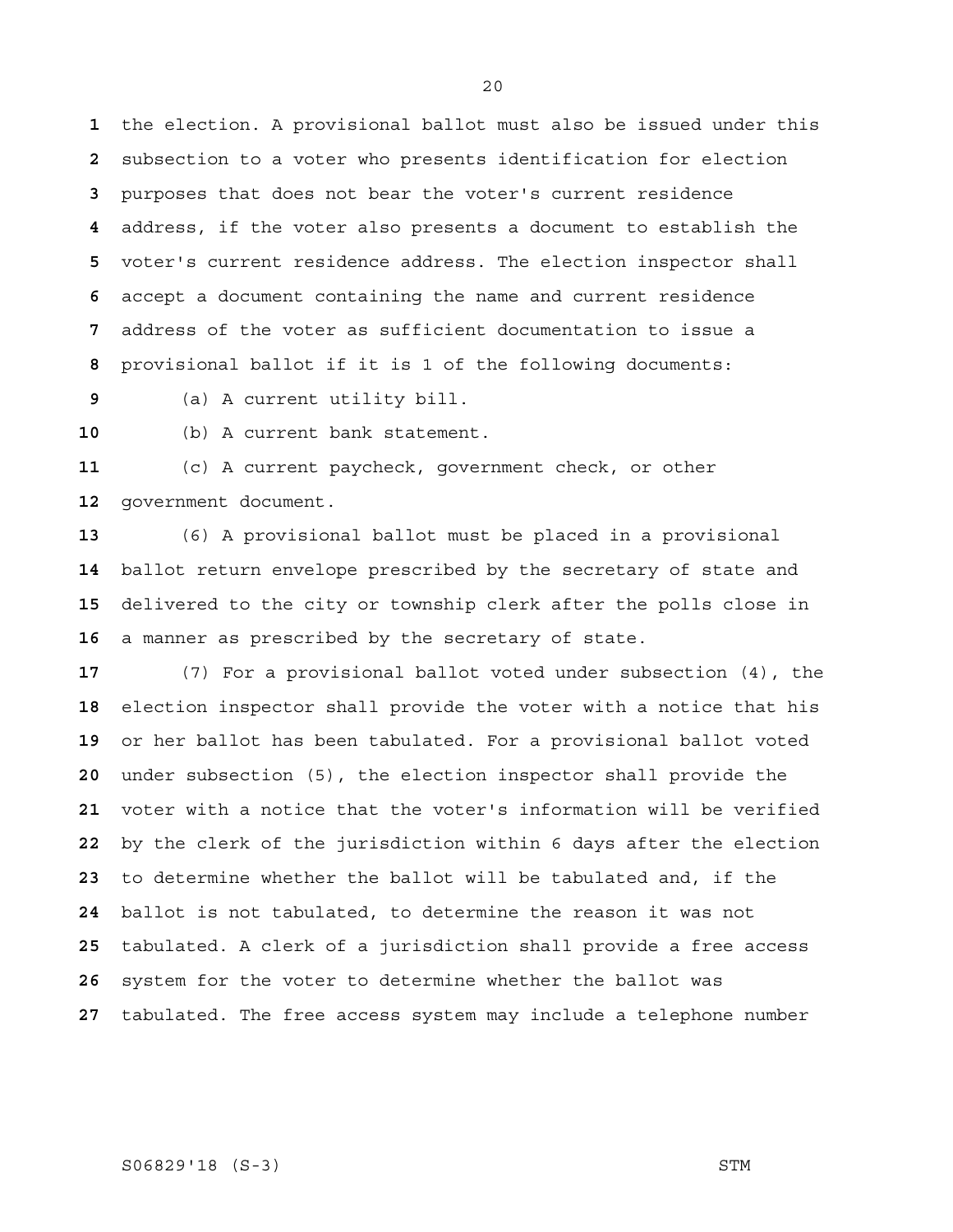the election. A provisional ballot must also be issued under this subsection to a voter who presents identification for election purposes that does not bear the voter's current residence address, if the voter also presents a document to establish the voter's current residence address. The election inspector shall accept a document containing the name and current residence address of the voter as sufficient documentation to issue a provisional ballot if it is 1 of the following documents:

(a) A current utility bill.

(b) A current bank statement.

(c) A current paycheck, government check, or other government document.

(6) A provisional ballot must be placed in a provisional ballot return envelope prescribed by the secretary of state and delivered to the city or township clerk after the polls close in a manner as prescribed by the secretary of state.

(7) For a provisional ballot voted under subsection (4), the election inspector shall provide the voter with a notice that his or her ballot has been tabulated. For a provisional ballot voted under subsection (5), the election inspector shall provide the voter with a notice that the voter's information will be verified by the clerk of the jurisdiction within 6 days after the election to determine whether the ballot will be tabulated and, if the ballot is not tabulated, to determine the reason it was not tabulated. A clerk of a jurisdiction shall provide a free access system for the voter to determine whether the ballot was tabulated. The free access system may include a telephone number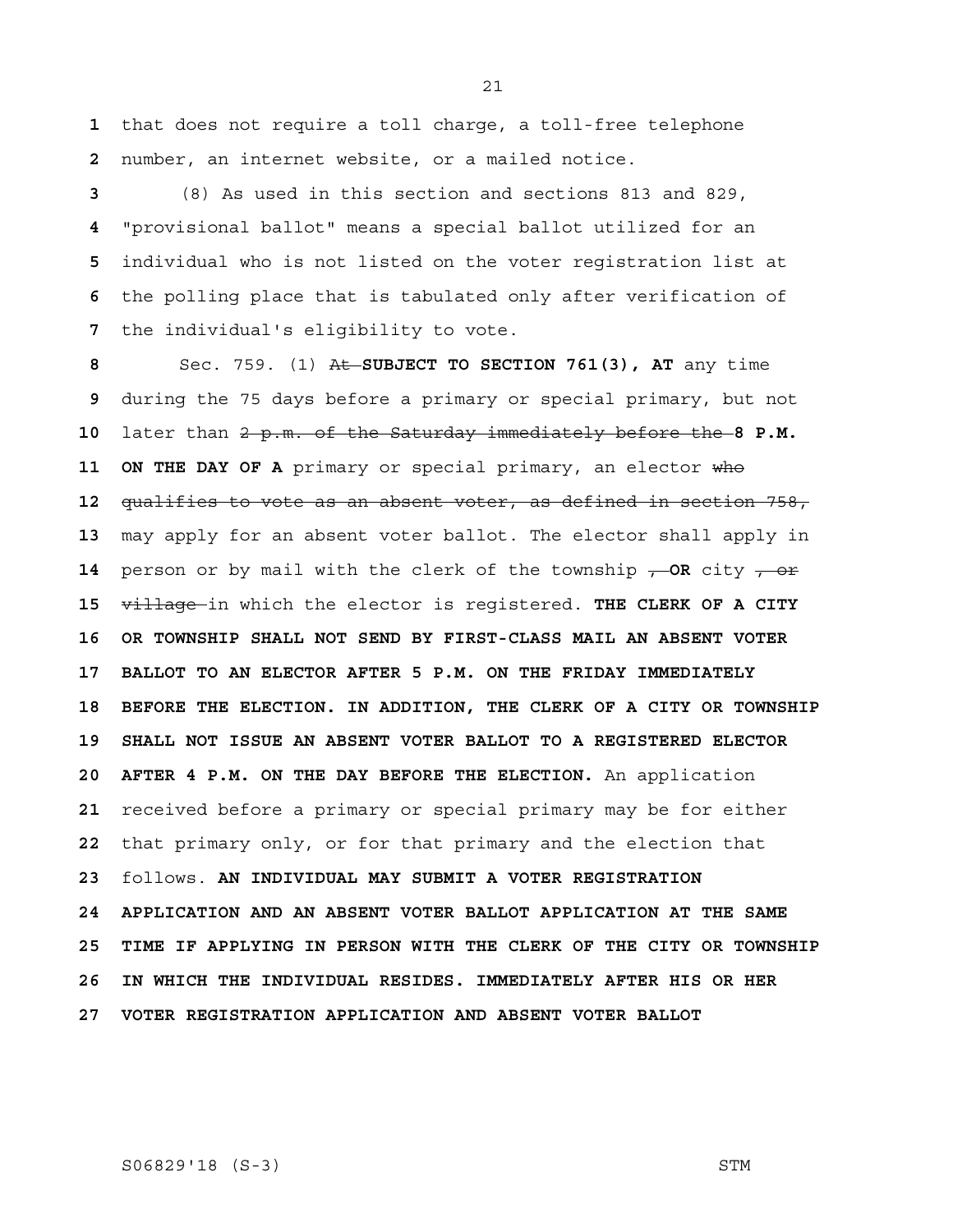that does not require a toll charge, a toll-free telephone number, an internet website, or a mailed notice.

(8) As used in this section and sections 813 and 829, "provisional ballot" means a special ballot utilized for an individual who is not listed on the voter registration list at the polling place that is tabulated only after verification of the individual's eligibility to vote.

Sec. 759. (1) ~~At~~ **SUBJECT TO SECTION 761(3), AT** any time during the 75 days before a primary or special primary, but not later than ~~2 p.m. of the Saturday immediately before the~~ **8 P.M. ON THE DAY OF A** primary or special primary, an elector ~~who qualifies to vote as an absent voter, as defined in section 758,~~ may apply for an absent voter ballot. The elector shall apply in person or by mail with the clerk of the township ~~,~~ **OR** city ~~, or village~~ in which the elector is registered. **THE CLERK OF A CITY OR TOWNSHIP SHALL NOT SEND BY FIRST-CLASS MAIL AN ABSENT VOTER BALLOT TO AN ELECTOR AFTER 5 P.M. ON THE FRIDAY IMMEDIATELY BEFORE THE ELECTION. IN ADDITION, THE CLERK OF A CITY OR TOWNSHIP SHALL NOT ISSUE AN ABSENT VOTER BALLOT TO A REGISTERED ELECTOR AFTER 4 P.M. ON THE DAY BEFORE THE ELECTION.** An application received before a primary or special primary may be for either that primary only, or for that primary and the election that follows. **AN INDIVIDUAL MAY SUBMIT A VOTER REGISTRATION APPLICATION AND AN ABSENT VOTER BALLOT APPLICATION AT THE SAME TIME IF APPLYING IN PERSON WITH THE CLERK OF THE CITY OR TOWNSHIP IN WHICH THE INDIVIDUAL RESIDES. IMMEDIATELY AFTER HIS OR HER VOTER REGISTRATION APPLICATION AND ABSENT VOTER BALLOT**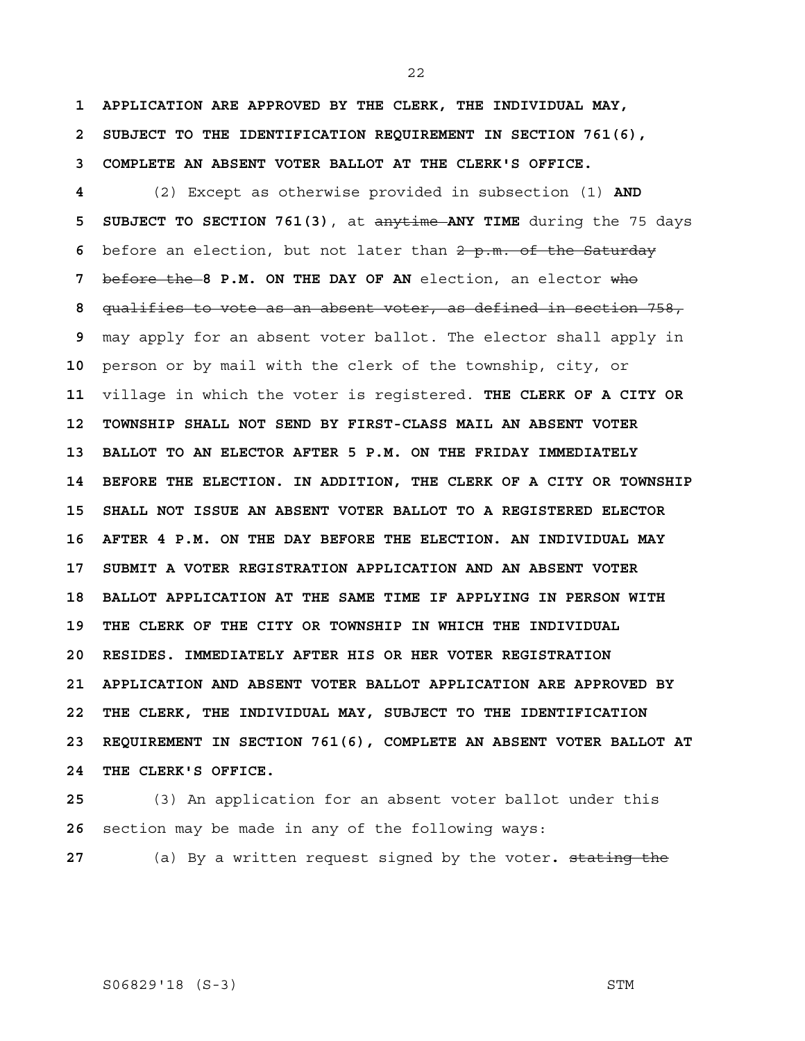**APPLICATION ARE APPROVED BY THE CLERK, THE INDIVIDUAL MAY, SUBJECT TO THE IDENTIFICATION REQUIREMENT IN SECTION 761(6), COMPLETE AN ABSENT VOTER BALLOT AT THE CLERK'S OFFICE.**

(2) Except as otherwise provided in subsection (1) **AND SUBJECT TO SECTION 761(3)**, at ~~anytime~~ **ANY TIME** during the 75 days before an election, but not later than ~~2 p.m. of the Saturday before the~~ **8 P.M. ON THE DAY OF AN** election, an elector ~~who qualifies to vote as an absent voter, as defined in section 758,~~ may apply for an absent voter ballot. The elector shall apply in person or by mail with the clerk of the township, city, or village in which the voter is registered. **THE CLERK OF A CITY OR TOWNSHIP SHALL NOT SEND BY FIRST-CLASS MAIL AN ABSENT VOTER BALLOT TO AN ELECTOR AFTER 5 P.M. ON THE FRIDAY IMMEDIATELY BEFORE THE ELECTION. IN ADDITION, THE CLERK OF A CITY OR TOWNSHIP SHALL NOT ISSUE AN ABSENT VOTER BALLOT TO A REGISTERED ELECTOR AFTER 4 P.M. ON THE DAY BEFORE THE ELECTION. AN INDIVIDUAL MAY SUBMIT A VOTER REGISTRATION APPLICATION AND AN ABSENT VOTER BALLOT APPLICATION AT THE SAME TIME IF APPLYING IN PERSON WITH THE CLERK OF THE CITY OR TOWNSHIP IN WHICH THE INDIVIDUAL RESIDES. IMMEDIATELY AFTER HIS OR HER VOTER REGISTRATION APPLICATION AND ABSENT VOTER BALLOT APPLICATION ARE APPROVED BY THE CLERK, THE INDIVIDUAL MAY, SUBJECT TO THE IDENTIFICATION REQUIREMENT IN SECTION 761(6), COMPLETE AN ABSENT VOTER BALLOT AT THE CLERK'S OFFICE.**

(3) An application for an absent voter ballot under this section may be made in any of the following ways:

(a) By a written request signed by the voter**.** ~~stating the~~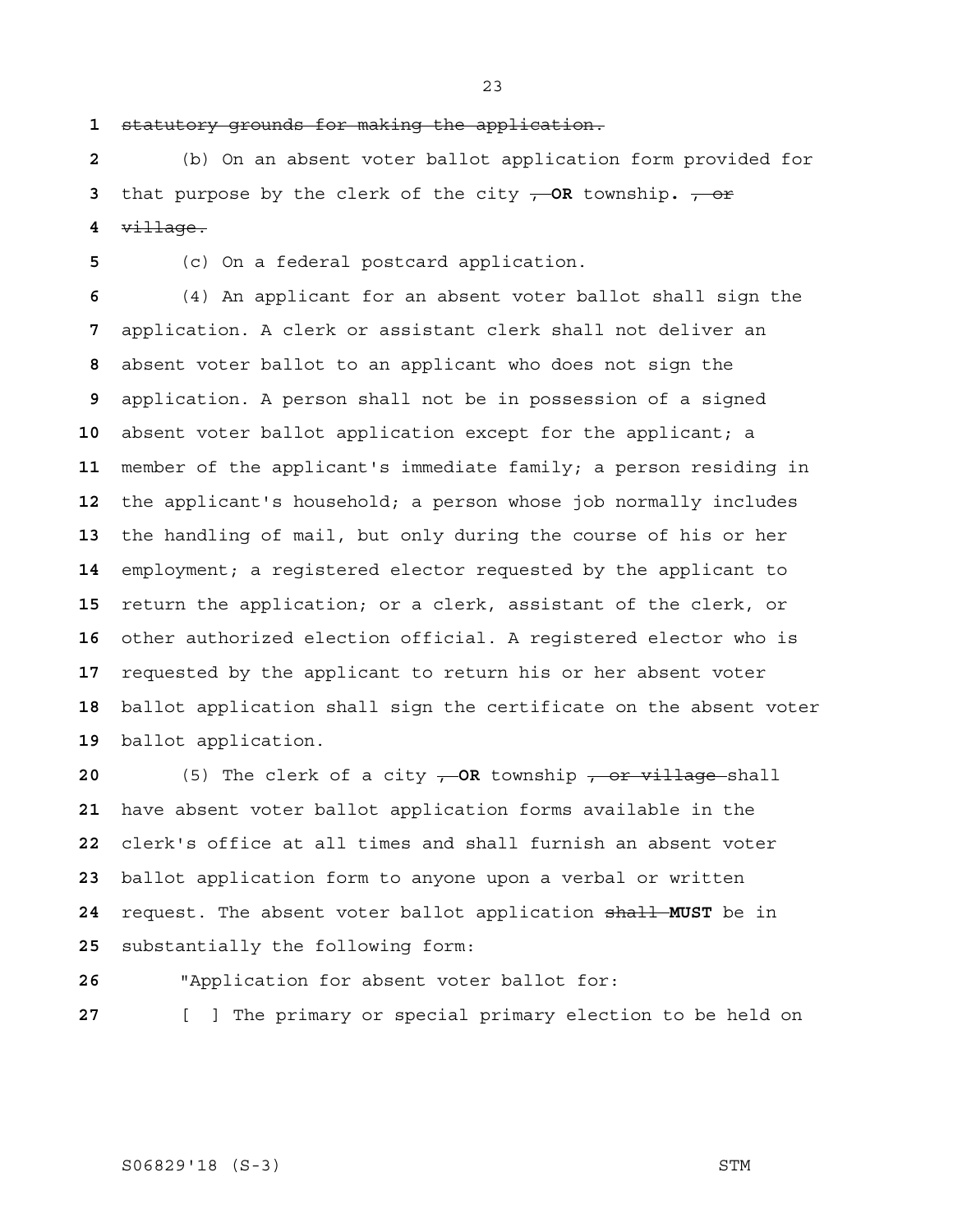~~statutory grounds for making the application.~~

(b) On an absent voter ballot application form provided for that purpose by the clerk of the city ~~,~~ **OR** township**.** ~~, or village.~~

(c) On a federal postcard application.

(4) An applicant for an absent voter ballot shall sign the application. A clerk or assistant clerk shall not deliver an absent voter ballot to an applicant who does not sign the application. A person shall not be in possession of a signed absent voter ballot application except for the applicant; a member of the applicant's immediate family; a person residing in the applicant's household; a person whose job normally includes the handling of mail, but only during the course of his or her employment; a registered elector requested by the applicant to return the application; or a clerk, assistant of the clerk, or other authorized election official. A registered elector who is requested by the applicant to return his or her absent voter ballot application shall sign the certificate on the absent voter ballot application.

(5) The clerk of a city ~~,~~ **OR** township ~~, or village~~ shall have absent voter ballot application forms available in the clerk's office at all times and shall furnish an absent voter ballot application form to anyone upon a verbal or written request. The absent voter ballot application ~~shall~~ **MUST** be in substantially the following form:

"Application for absent voter ballot for:

[ ] The primary or special primary election to be held on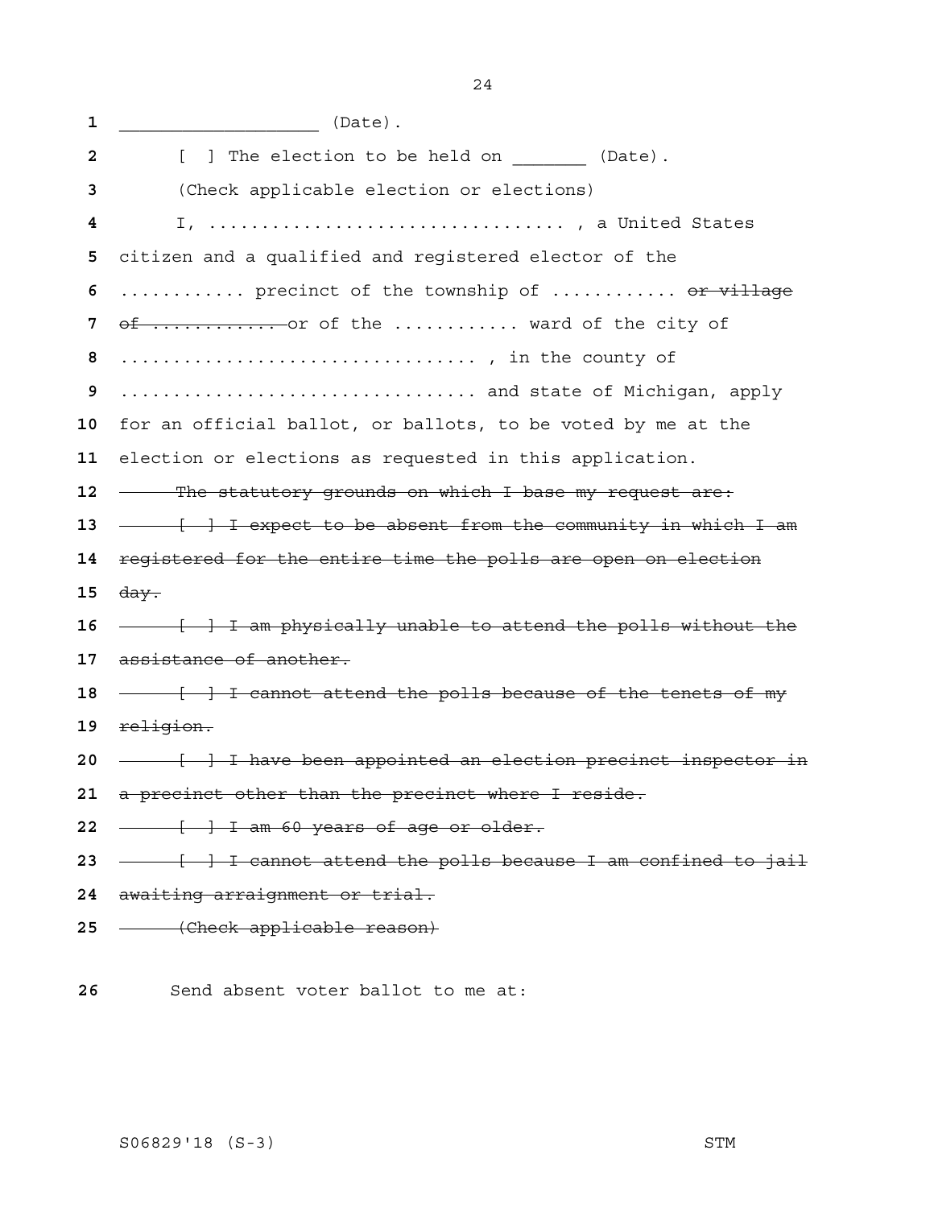__________________ (Date).

[ ] The election to be held on _______ (Date).

(Check applicable election or elections)

I, ................................ , a United States citizen and a qualified and registered elector of the ........... precinct of the township of ........... ~~or village of ............~~ or of the ........... ward of the city of ................................ , in the county of ................................ and state of Michigan, apply for an official ballot, or ballots, to be voted by me at the election or elections as requested in this application.

~~The statutory grounds on which I base my request are:~~

~~[ ] I expect to be absent from the community in which I am registered for the entire time the polls are open on election day.~~

~~[ ] I am physically unable to attend the polls without the assistance of another.~~

~~[ ] I cannot attend the polls because of the tenets of my religion.~~

~~[ ] I have been appointed an election precinct inspector in a precinct other than the precinct where I reside.~~

~~[ ] I am 60 years of age or older.~~

~~[ ] I cannot attend the polls because I am confined to jail awaiting arraignment or trial.~~

~~(Check applicable reason)~~

Send absent voter ballot to me at: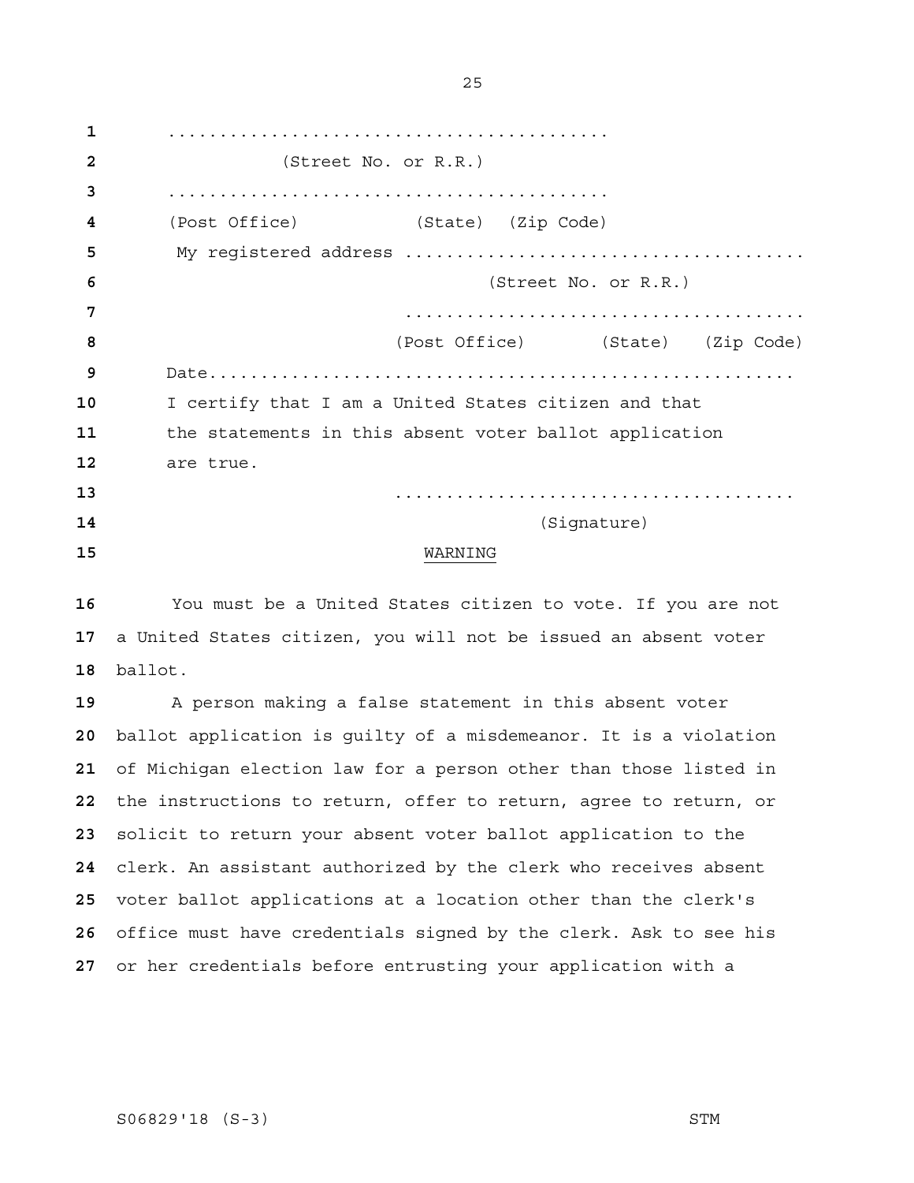........................................

(Street No. or R.R.)

........................................

(Post Office) (State) (Zip Code)

My registered address ......................................

(Street No. or R.R.)

......................................

(Post Office) (State) (Zip Code)

Date.......................................................

I certify that I am a United States citizen and that the statements in this absent voter ballot application are true.

.......................................

(Signature)

<u>WARNING</u>

You must be a United States citizen to vote. If you are not a United States citizen, you will not be issued an absent voter ballot.

A person making a false statement in this absent voter ballot application is guilty of a misdemeanor. It is a violation of Michigan election law for a person other than those listed in the instructions to return, offer to return, agree to return, or solicit to return your absent voter ballot application to the clerk. An assistant authorized by the clerk who receives absent voter ballot applications at a location other than the clerk's office must have credentials signed by the clerk. Ask to see his or her credentials before entrusting your application with a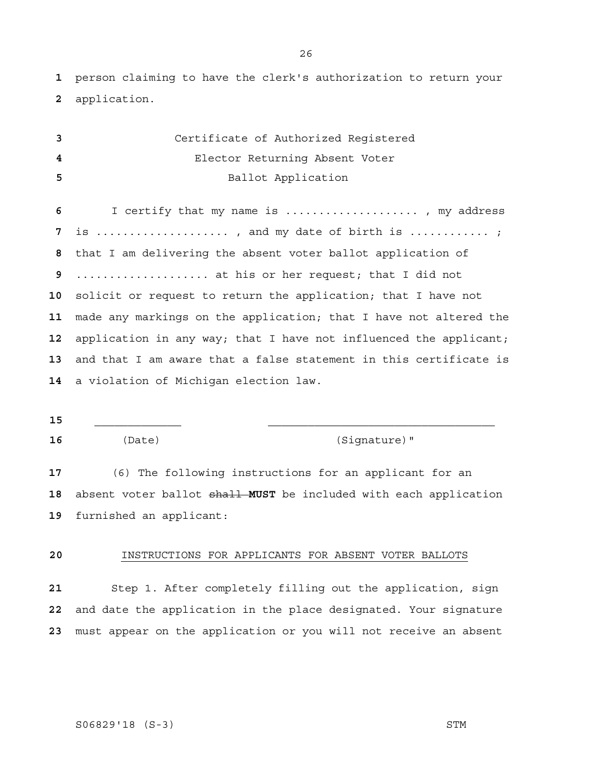person claiming to have the clerk's authorization to return your application.

Certificate of Authorized Registered
Elector Returning Absent Voter
Ballot Application

I certify that my name is .................... , my address is .................... , and my date of birth is ............ ; that I am delivering the absent voter ballot application of .................... at his or her request; that I did not solicit or request to return the application; that I have not made any markings on the application; that I have not altered the application in any way; that I have not influenced the applicant; and that I am aware that a false statement in this certificate is a violation of Michigan election law.

_____________ ___________________________________
(Date) (Signature)"

(6) The following instructions for an applicant for an absent voter ballot ~~shall~~ **MUST** be included with each application furnished an applicant:

INSTRUCTIONS FOR APPLICANTS FOR ABSENT VOTER BALLOTS

Step 1. After completely filling out the application, sign and date the application in the place designated. Your signature must appear on the application or you will not receive an absent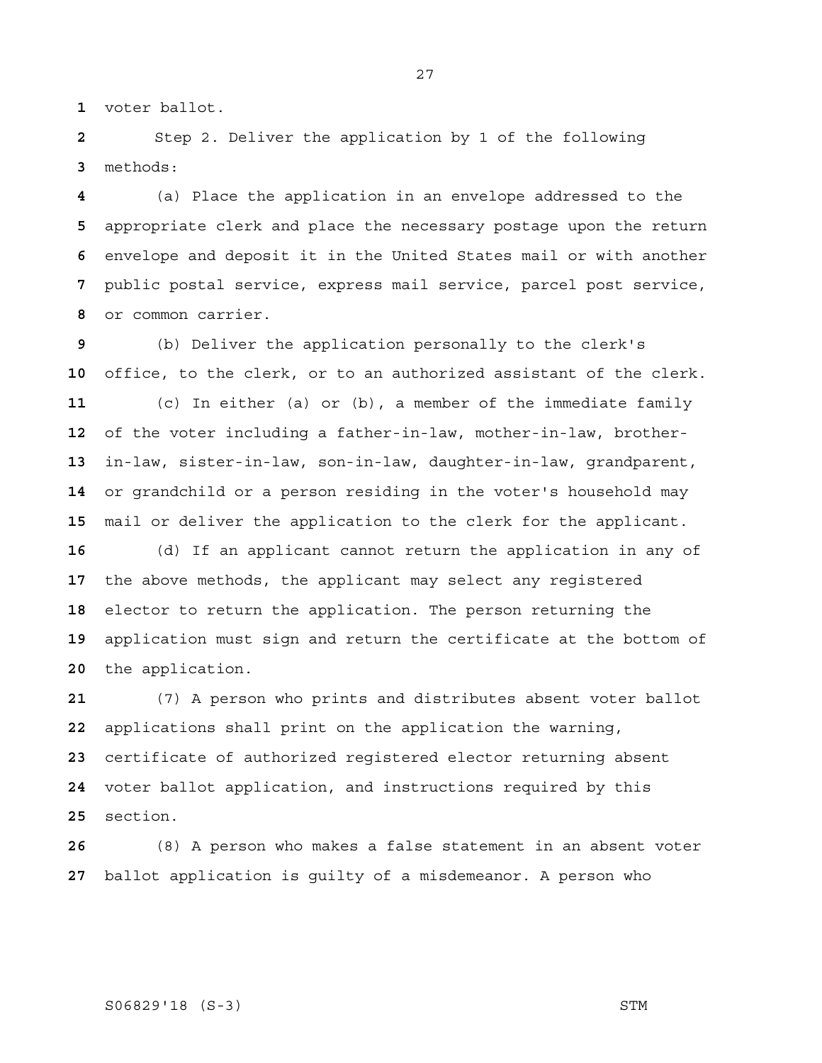voter ballot.

Step 2. Deliver the application by 1 of the following methods:

(a) Place the application in an envelope addressed to the appropriate clerk and place the necessary postage upon the return envelope and deposit it in the United States mail or with another public postal service, express mail service, parcel post service, or common carrier.

(b) Deliver the application personally to the clerk's office, to the clerk, or to an authorized assistant of the clerk.

(c) In either (a) or (b), a member of the immediate family of the voter including a father-in-law, mother-in-law, brother-in-law, sister-in-law, son-in-law, daughter-in-law, grandparent, or grandchild or a person residing in the voter's household may mail or deliver the application to the clerk for the applicant.

(d) If an applicant cannot return the application in any of the above methods, the applicant may select any registered elector to return the application. The person returning the application must sign and return the certificate at the bottom of the application.

(7) A person who prints and distributes absent voter ballot applications shall print on the application the warning, certificate of authorized registered elector returning absent voter ballot application, and instructions required by this section.

(8) A person who makes a false statement in an absent voter ballot application is guilty of a misdemeanor. A person who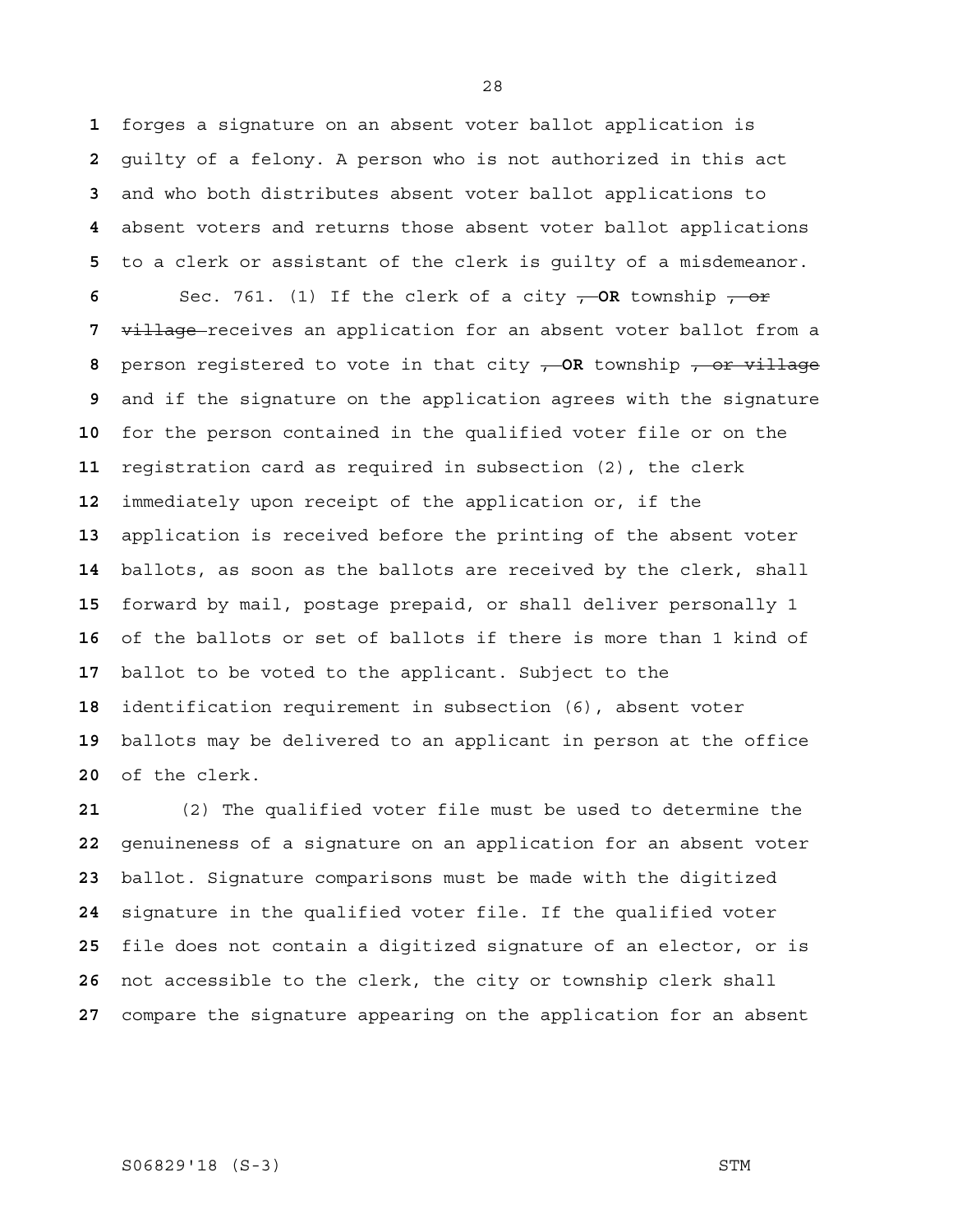forges a signature on an absent voter ballot application is guilty of a felony. A person who is not authorized in this act and who both distributes absent voter ballot applications to absent voters and returns those absent voter ballot applications to a clerk or assistant of the clerk is guilty of a misdemeanor.

Sec. 761. (1) If the clerk of a city ~~,~~ **OR** township ~~, or village~~ receives an application for an absent voter ballot from a person registered to vote in that city ~~,~~ **OR** township ~~, or village~~ and if the signature on the application agrees with the signature for the person contained in the qualified voter file or on the registration card as required in subsection (2), the clerk immediately upon receipt of the application or, if the application is received before the printing of the absent voter ballots, as soon as the ballots are received by the clerk, shall forward by mail, postage prepaid, or shall deliver personally 1 of the ballots or set of ballots if there is more than 1 kind of ballot to be voted to the applicant. Subject to the identification requirement in subsection (6), absent voter ballots may be delivered to an applicant in person at the office of the clerk.

(2) The qualified voter file must be used to determine the genuineness of a signature on an application for an absent voter ballot. Signature comparisons must be made with the digitized signature in the qualified voter file. If the qualified voter file does not contain a digitized signature of an elector, or is not accessible to the clerk, the city or township clerk shall compare the signature appearing on the application for an absent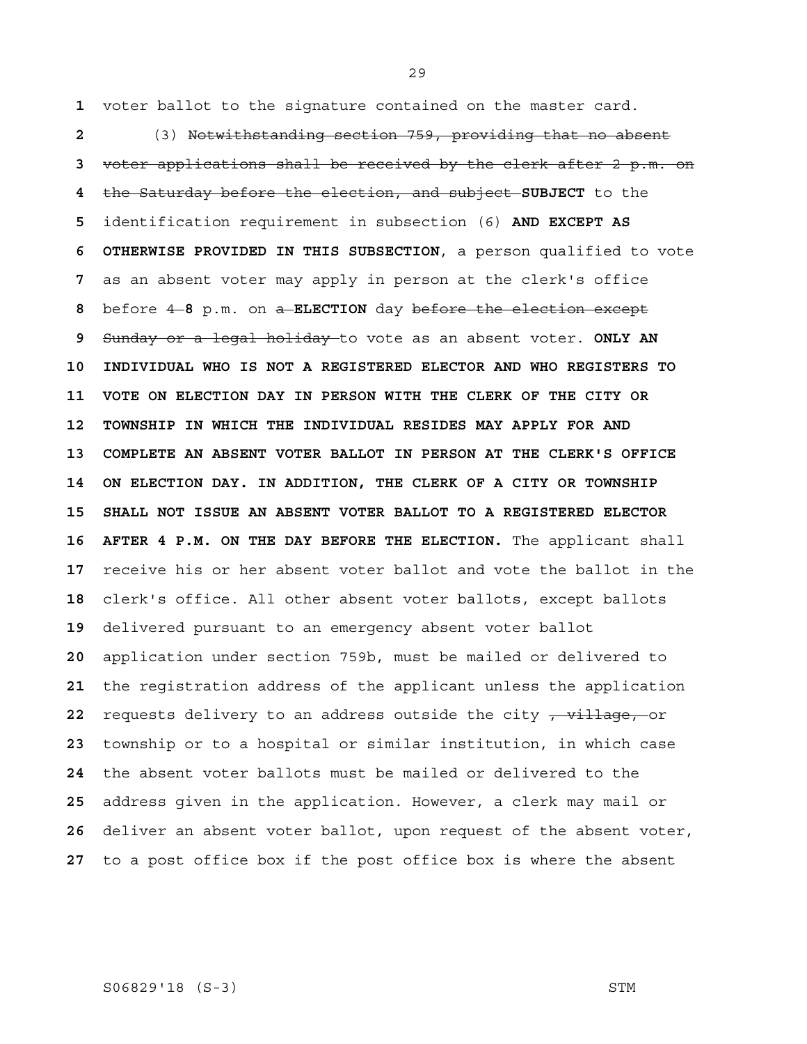voter ballot to the signature contained on the master card.

(3) ~~Notwithstanding section 759, providing that no absent voter applications shall be received by the clerk after 2 p.m. on the Saturday before the election, and subject~~ **SUBJECT** to the identification requirement in subsection (6) **AND EXCEPT AS OTHERWISE PROVIDED IN THIS SUBSECTION**, a person qualified to vote as an absent voter may apply in person at the clerk's office before ~~4~~ **8** p.m. on ~~a~~ **ELECTION** day ~~before the election except Sunday or a legal holiday~~ to vote as an absent voter. **ONLY AN INDIVIDUAL WHO IS NOT A REGISTERED ELECTOR AND WHO REGISTERS TO VOTE ON ELECTION DAY IN PERSON WITH THE CLERK OF THE CITY OR TOWNSHIP IN WHICH THE INDIVIDUAL RESIDES MAY APPLY FOR AND COMPLETE AN ABSENT VOTER BALLOT IN PERSON AT THE CLERK'S OFFICE ON ELECTION DAY. IN ADDITION, THE CLERK OF A CITY OR TOWNSHIP SHALL NOT ISSUE AN ABSENT VOTER BALLOT TO A REGISTERED ELECTOR AFTER 4 P.M. ON THE DAY BEFORE THE ELECTION.** The applicant shall receive his or her absent voter ballot and vote the ballot in the clerk's office. All other absent voter ballots, except ballots delivered pursuant to an emergency absent voter ballot application under section 759b, must be mailed or delivered to the registration address of the applicant unless the application requests delivery to an address outside the city ~~, village,~~ or township or to a hospital or similar institution, in which case the absent voter ballots must be mailed or delivered to the address given in the application. However, a clerk may mail or deliver an absent voter ballot, upon request of the absent voter, to a post office box if the post office box is where the absent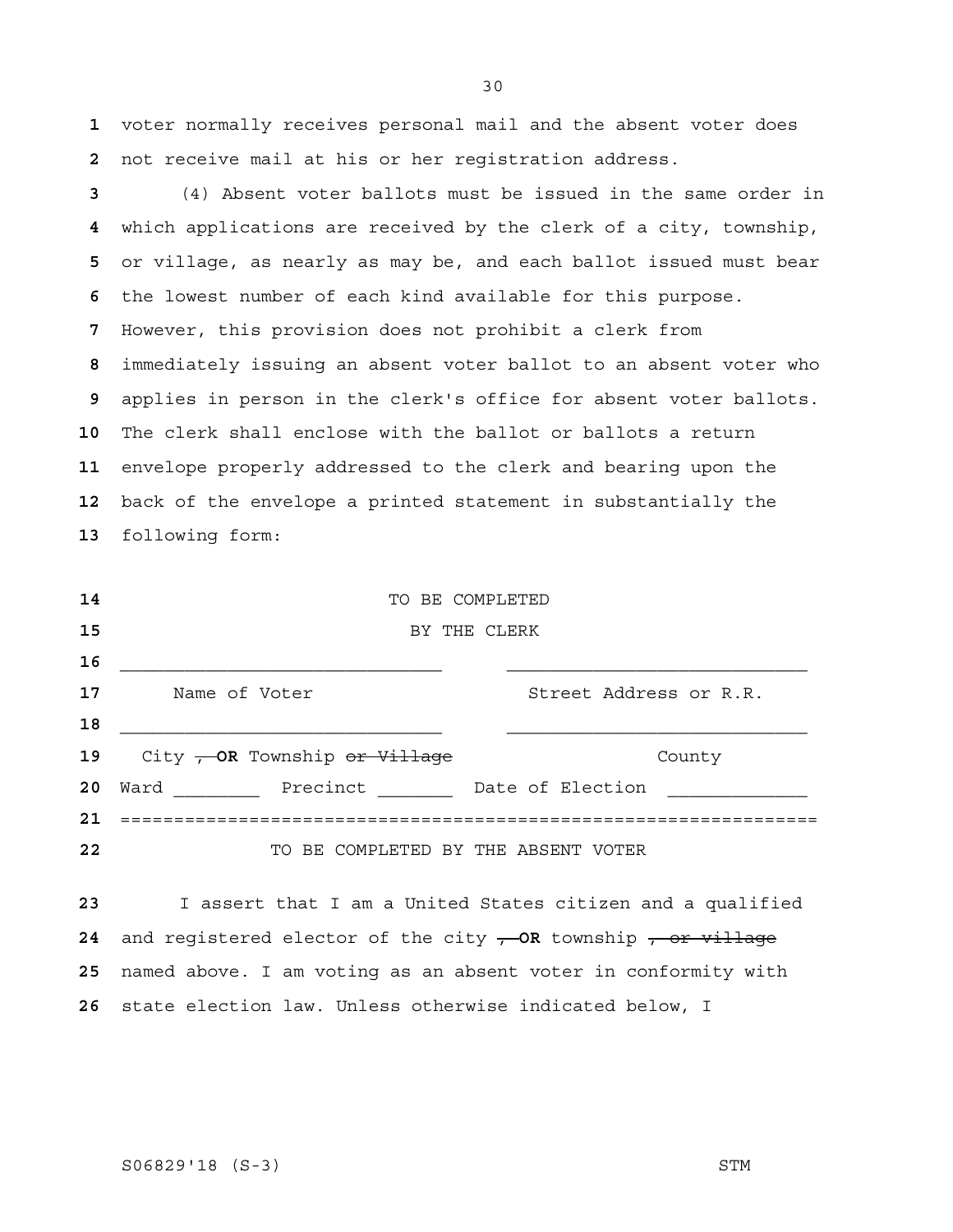voter normally receives personal mail and the absent voter does not receive mail at his or her registration address.

(4) Absent voter ballots must be issued in the same order in which applications are received by the clerk of a city, township, or village, as nearly as may be, and each ballot issued must bear the lowest number of each kind available for this purpose. However, this provision does not prohibit a clerk from immediately issuing an absent voter ballot to an absent voter who applies in person in the clerk's office for absent voter ballots. The clerk shall enclose with the ballot or ballots a return envelope properly addressed to the clerk and bearing upon the back of the envelope a printed statement in substantially the following form:

TO BE COMPLETED
BY THE CLERK

______________________________ ____________________________
Name of Voter Street Address or R.R.

______________________________ ____________________________
City ~~,~~ **OR** Township ~~or Village~~ County

Ward ________ Precinct _______ Date of Election _____________

=================================================================

TO BE COMPLETED BY THE ABSENT VOTER

I assert that I am a United States citizen and a qualified and registered elector of the city ~~,~~ **OR** township ~~, or village~~ named above. I am voting as an absent voter in conformity with state election law. Unless otherwise indicated below, I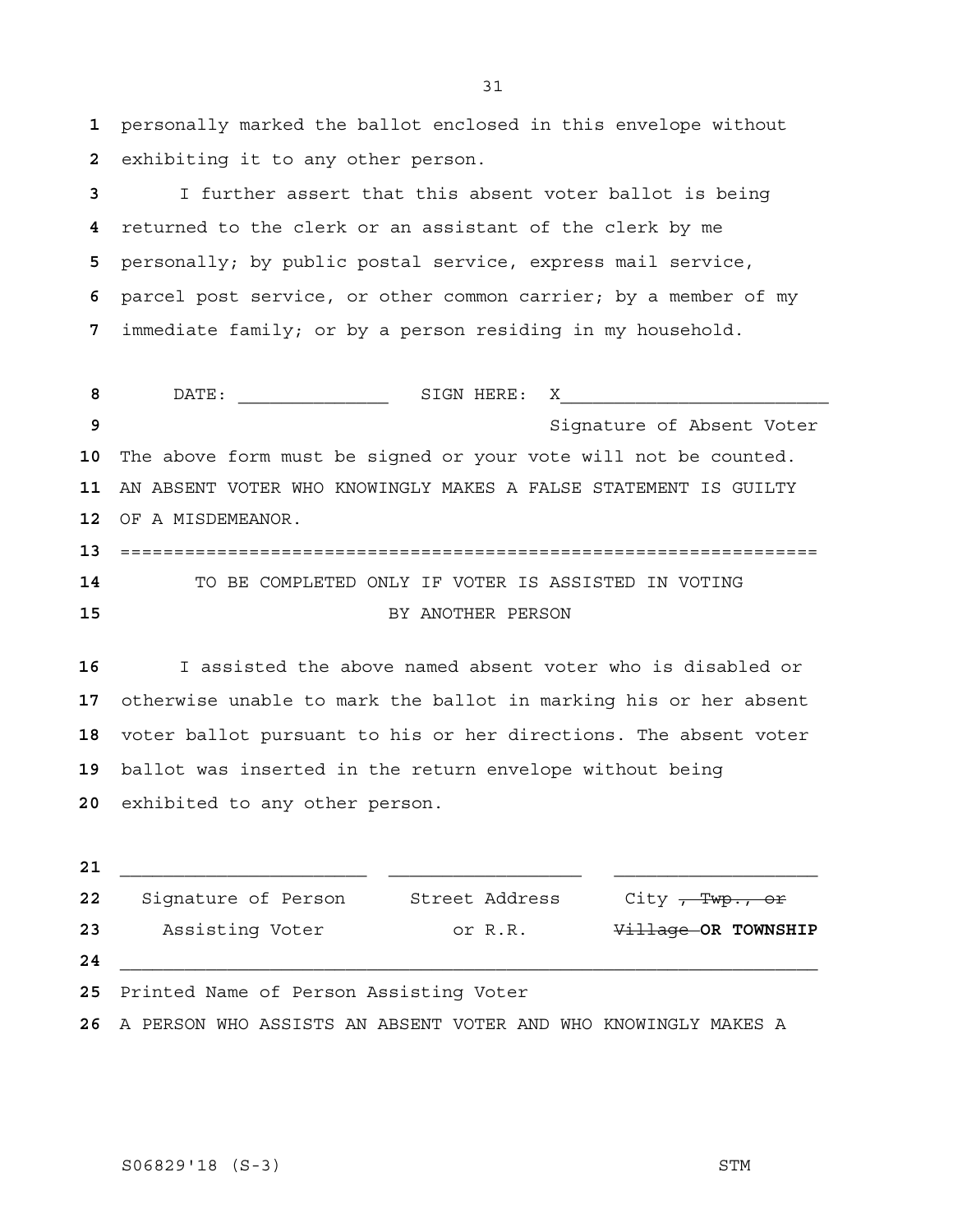personally marked the ballot enclosed in this envelope without exhibiting it to any other person.

I further assert that this absent voter ballot is being returned to the clerk or an assistant of the clerk by me personally; by public postal service, express mail service, parcel post service, or other common carrier; by a member of my immediate family; or by a person residing in my household.

DATE: ______________ SIGN HERE: X_________________________

Signature of Absent Voter

The above form must be signed or your vote will not be counted. AN ABSENT VOTER WHO KNOWINGLY MAKES A FALSE STATEMENT IS GUILTY OF A MISDEMEANOR.

=================================================================

TO BE COMPLETED ONLY IF VOTER IS ASSISTED IN VOTING BY ANOTHER PERSON

I assisted the above named absent voter who is disabled or otherwise unable to mark the ballot in marking his or her absent voter ballot pursuant to his or her directions. The absent voter ballot was inserted in the return envelope without being exhibited to any other person.

| _______________________ | _________________ | __________________ |
|---|---|---|
| Signature of Person Assisting Voter | Street Address or R.R. | City ~~, Twp., or Village~~ **OR TOWNSHIP** |

_________________________________________________________________

Printed Name of Person Assisting Voter

A PERSON WHO ASSISTS AN ABSENT VOTER AND WHO KNOWINGLY MAKES A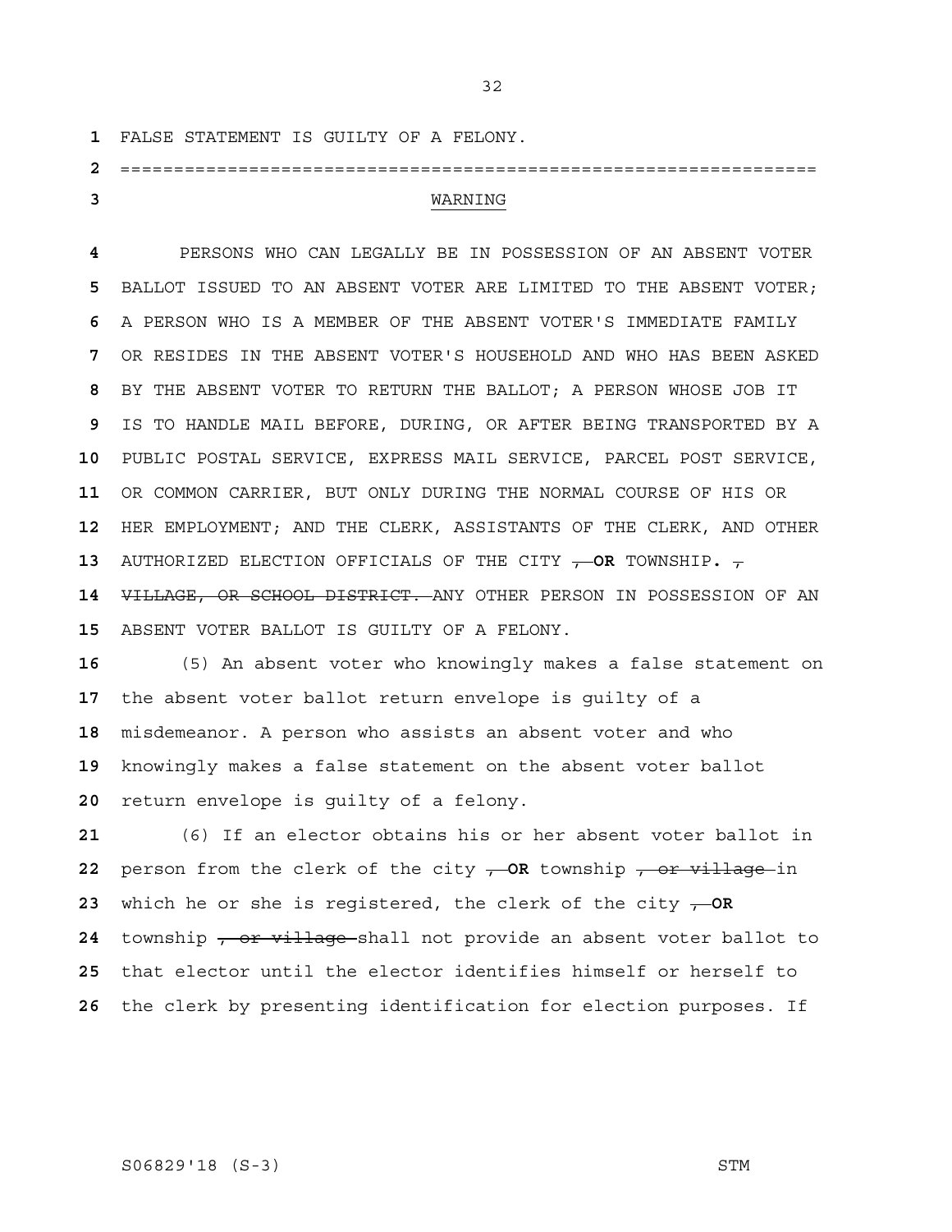FALSE STATEMENT IS GUILTY OF A FELONY.

================================================================

WARNING

PERSONS WHO CAN LEGALLY BE IN POSSESSION OF AN ABSENT VOTER BALLOT ISSUED TO AN ABSENT VOTER ARE LIMITED TO THE ABSENT VOTER; A PERSON WHO IS A MEMBER OF THE ABSENT VOTER'S IMMEDIATE FAMILY OR RESIDES IN THE ABSENT VOTER'S HOUSEHOLD AND WHO HAS BEEN ASKED BY THE ABSENT VOTER TO RETURN THE BALLOT; A PERSON WHOSE JOB IT IS TO HANDLE MAIL BEFORE, DURING, OR AFTER BEING TRANSPORTED BY A PUBLIC POSTAL SERVICE, EXPRESS MAIL SERVICE, PARCEL POST SERVICE, OR COMMON CARRIER, BUT ONLY DURING THE NORMAL COURSE OF HIS OR HER EMPLOYMENT; AND THE CLERK, ASSISTANTS OF THE CLERK, AND OTHER AUTHORIZED ELECTION OFFICIALS OF THE CITY ~~,~~ **OR** TOWNSHIP**.** ~~, VILLAGE, OR SCHOOL DISTRICT.~~ ANY OTHER PERSON IN POSSESSION OF AN ABSENT VOTER BALLOT IS GUILTY OF A FELONY.

(5) An absent voter who knowingly makes a false statement on the absent voter ballot return envelope is guilty of a misdemeanor. A person who assists an absent voter and who knowingly makes a false statement on the absent voter ballot return envelope is guilty of a felony.

(6) If an elector obtains his or her absent voter ballot in person from the clerk of the city ~~,~~ **OR** township ~~, or village~~ in which he or she is registered, the clerk of the city ~~,~~ **OR** township ~~, or village~~ shall not provide an absent voter ballot to that elector until the elector identifies himself or herself to the clerk by presenting identification for election purposes. If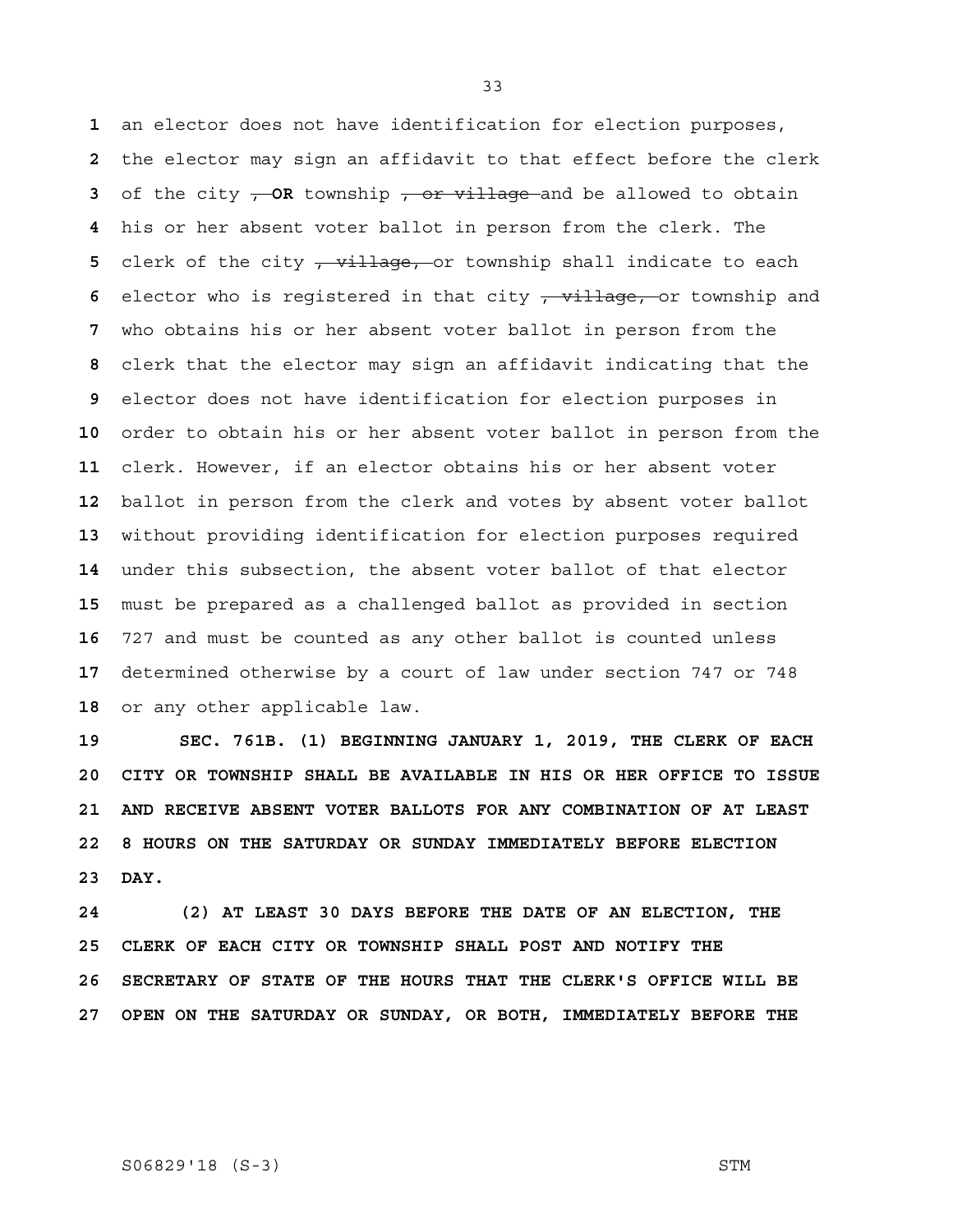an elector does not have identification for election purposes, the elector may sign an affidavit to that effect before the clerk of the city ~~,~~ **OR** township ~~, or village~~ and be allowed to obtain his or her absent voter ballot in person from the clerk. The clerk of the city ~~, village,~~ or township shall indicate to each elector who is registered in that city ~~, village,~~ or township and who obtains his or her absent voter ballot in person from the clerk that the elector may sign an affidavit indicating that the elector does not have identification for election purposes in order to obtain his or her absent voter ballot in person from the clerk. However, if an elector obtains his or her absent voter ballot in person from the clerk and votes by absent voter ballot without providing identification for election purposes required under this subsection, the absent voter ballot of that elector must be prepared as a challenged ballot as provided in section 727 and must be counted as any other ballot is counted unless determined otherwise by a court of law under section 747 or 748 or any other applicable law.

**SEC. 761B. (1) BEGINNING JANUARY 1, 2019, THE CLERK OF EACH CITY OR TOWNSHIP SHALL BE AVAILABLE IN HIS OR HER OFFICE TO ISSUE AND RECEIVE ABSENT VOTER BALLOTS FOR ANY COMBINATION OF AT LEAST 8 HOURS ON THE SATURDAY OR SUNDAY IMMEDIATELY BEFORE ELECTION DAY.**

**(2) AT LEAST 30 DAYS BEFORE THE DATE OF AN ELECTION, THE CLERK OF EACH CITY OR TOWNSHIP SHALL POST AND NOTIFY THE SECRETARY OF STATE OF THE HOURS THAT THE CLERK'S OFFICE WILL BE OPEN ON THE SATURDAY OR SUNDAY, OR BOTH, IMMEDIATELY BEFORE THE**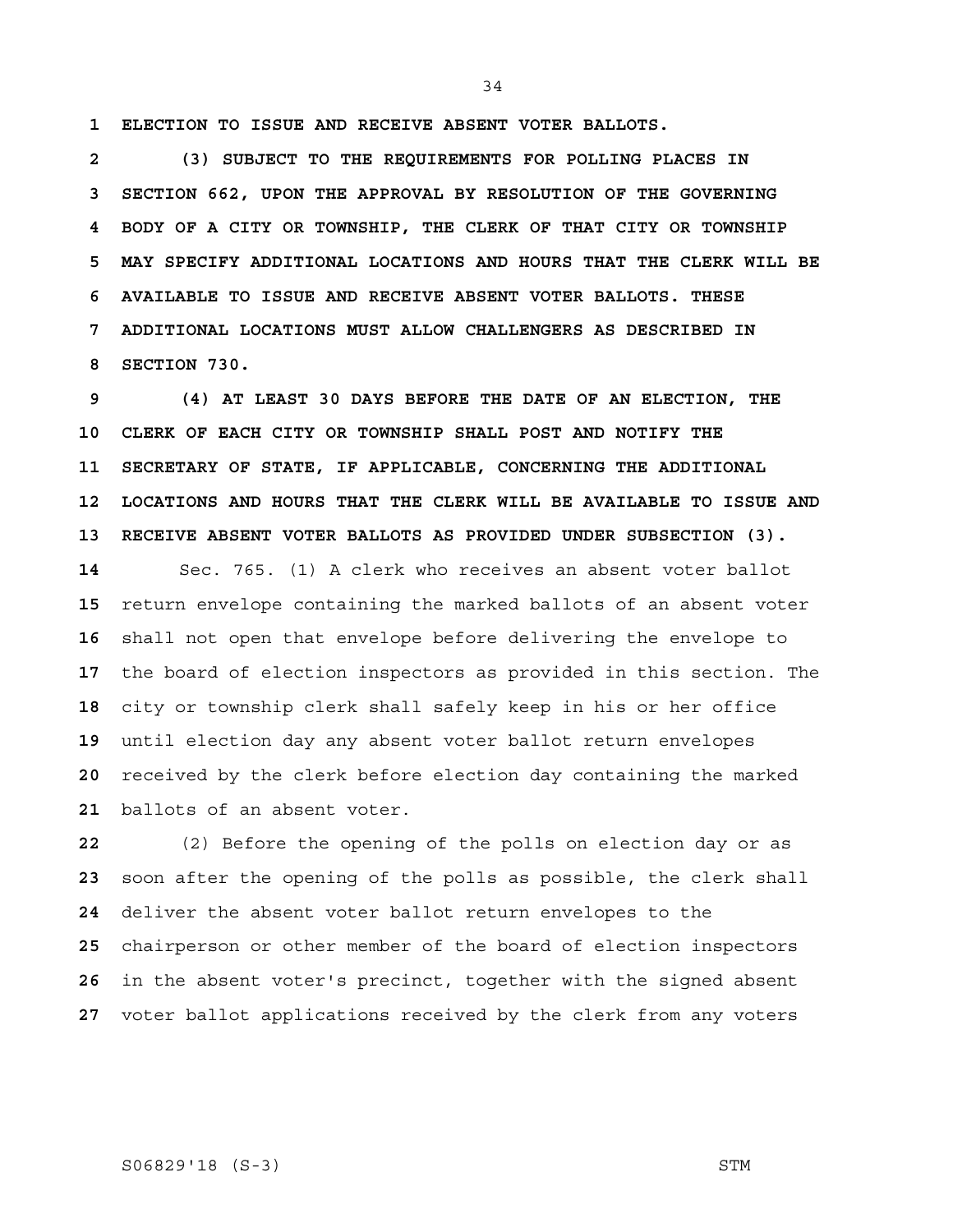**ELECTION TO ISSUE AND RECEIVE ABSENT VOTER BALLOTS.**

**(3) SUBJECT TO THE REQUIREMENTS FOR POLLING PLACES IN SECTION 662, UPON THE APPROVAL BY RESOLUTION OF THE GOVERNING BODY OF A CITY OR TOWNSHIP, THE CLERK OF THAT CITY OR TOWNSHIP MAY SPECIFY ADDITIONAL LOCATIONS AND HOURS THAT THE CLERK WILL BE AVAILABLE TO ISSUE AND RECEIVE ABSENT VOTER BALLOTS. THESE ADDITIONAL LOCATIONS MUST ALLOW CHALLENGERS AS DESCRIBED IN SECTION 730.**

**(4) AT LEAST 30 DAYS BEFORE THE DATE OF AN ELECTION, THE CLERK OF EACH CITY OR TOWNSHIP SHALL POST AND NOTIFY THE SECRETARY OF STATE, IF APPLICABLE, CONCERNING THE ADDITIONAL LOCATIONS AND HOURS THAT THE CLERK WILL BE AVAILABLE TO ISSUE AND RECEIVE ABSENT VOTER BALLOTS AS PROVIDED UNDER SUBSECTION (3).**

Sec. 765. (1) A clerk who receives an absent voter ballot return envelope containing the marked ballots of an absent voter shall not open that envelope before delivering the envelope to the board of election inspectors as provided in this section. The city or township clerk shall safely keep in his or her office until election day any absent voter ballot return envelopes received by the clerk before election day containing the marked ballots of an absent voter.

(2) Before the opening of the polls on election day or as soon after the opening of the polls as possible, the clerk shall deliver the absent voter ballot return envelopes to the chairperson or other member of the board of election inspectors in the absent voter's precinct, together with the signed absent voter ballot applications received by the clerk from any voters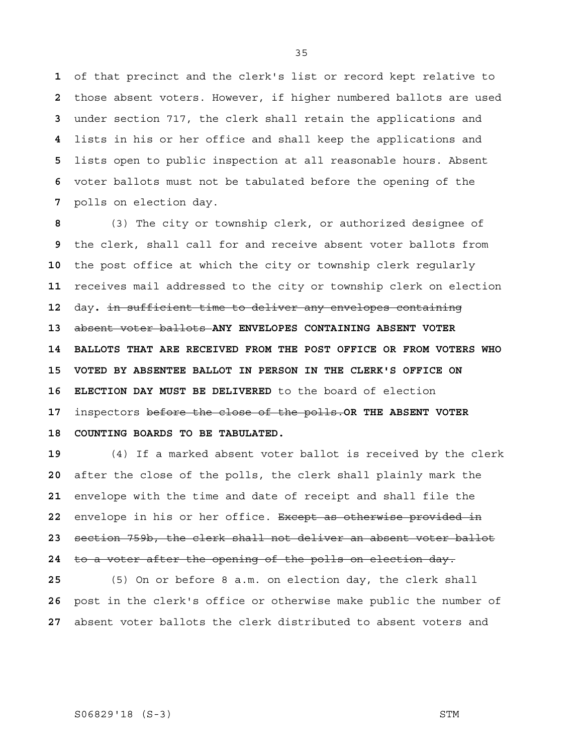of that precinct and the clerk's list or record kept relative to those absent voters. However, if higher numbered ballots are used under section 717, the clerk shall retain the applications and lists in his or her office and shall keep the applications and lists open to public inspection at all reasonable hours. Absent voter ballots must not be tabulated before the opening of the polls on election day.

(3) The city or township clerk, or authorized designee of the clerk, shall call for and receive absent voter ballots from the post office at which the city or township clerk regularly receives mail addressed to the city or township clerk on election day**.** ~~in sufficient time to deliver any envelopes containing absent voter ballots~~ **ANY ENVELOPES CONTAINING ABSENT VOTER BALLOTS THAT ARE RECEIVED FROM THE POST OFFICE OR FROM VOTERS WHO VOTED BY ABSENTEE BALLOT IN PERSON IN THE CLERK'S OFFICE ON ELECTION DAY MUST BE DELIVERED** to the board of election inspectors ~~before the close of the polls.~~ **OR THE ABSENT VOTER COUNTING BOARDS TO BE TABULATED.**

(4) If a marked absent voter ballot is received by the clerk after the close of the polls, the clerk shall plainly mark the envelope with the time and date of receipt and shall file the envelope in his or her office. ~~Except as otherwise provided in section 759b, the clerk shall not deliver an absent voter ballot to a voter after the opening of the polls on election day.~~

(5) On or before 8 a.m. on election day, the clerk shall post in the clerk's office or otherwise make public the number of absent voter ballots the clerk distributed to absent voters and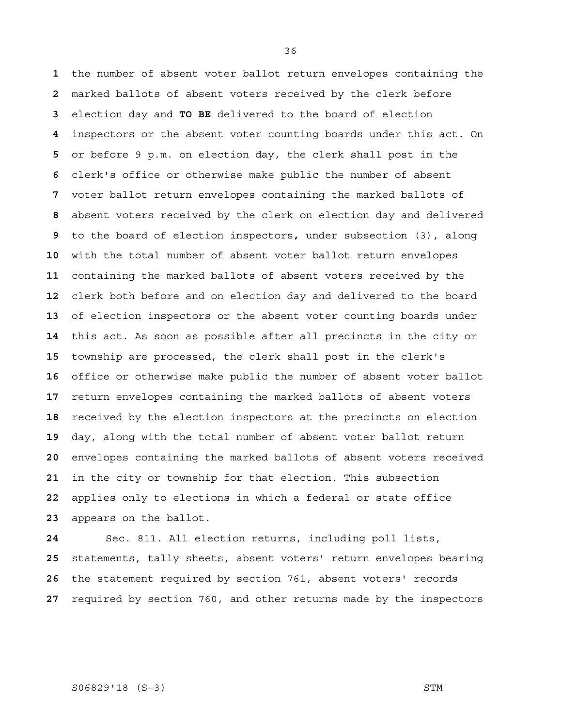the number of absent voter ballot return envelopes containing the marked ballots of absent voters received by the clerk before election day and **TO BE** delivered to the board of election inspectors or the absent voter counting boards under this act. On or before 9 p.m. on election day, the clerk shall post in the clerk's office or otherwise make public the number of absent voter ballot return envelopes containing the marked ballots of absent voters received by the clerk on election day and delivered to the board of election inspectors**,** under subsection (3), along with the total number of absent voter ballot return envelopes containing the marked ballots of absent voters received by the clerk both before and on election day and delivered to the board of election inspectors or the absent voter counting boards under this act. As soon as possible after all precincts in the city or township are processed, the clerk shall post in the clerk's office or otherwise make public the number of absent voter ballot return envelopes containing the marked ballots of absent voters received by the election inspectors at the precincts on election day, along with the total number of absent voter ballot return envelopes containing the marked ballots of absent voters received in the city or township for that election. This subsection applies only to elections in which a federal or state office appears on the ballot.

Sec. 811. All election returns, including poll lists, statements, tally sheets, absent voters' return envelopes bearing the statement required by section 761, absent voters' records required by section 760, and other returns made by the inspectors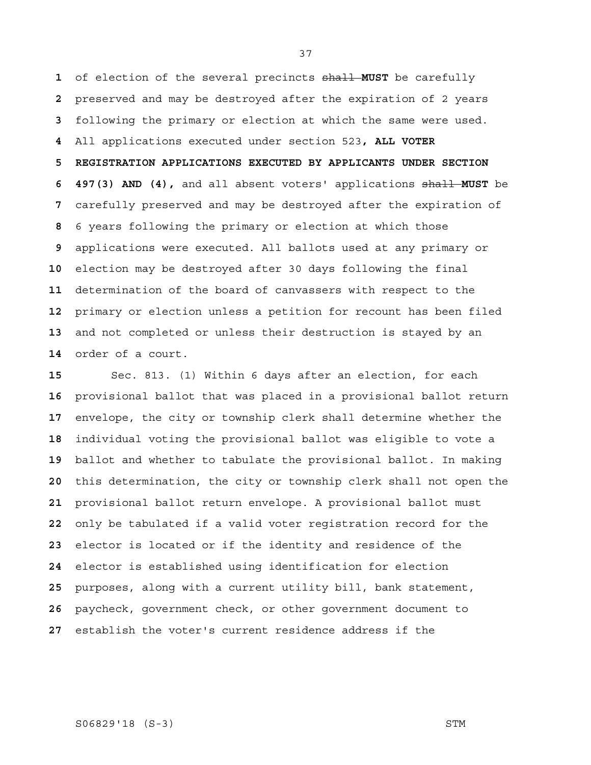of election of the several precincts ~~shall~~ **MUST** be carefully preserved and may be destroyed after the expiration of 2 years following the primary or election at which the same were used. All applications executed under section 523**, ALL VOTER REGISTRATION APPLICATIONS EXECUTED BY APPLICANTS UNDER SECTION 497(3) AND (4),** and all absent voters' applications ~~shall~~ **MUST** be carefully preserved and may be destroyed after the expiration of 6 years following the primary or election at which those applications were executed. All ballots used at any primary or election may be destroyed after 30 days following the final determination of the board of canvassers with respect to the primary or election unless a petition for recount has been filed and not completed or unless their destruction is stayed by an order of a court.

Sec. 813. (1) Within 6 days after an election, for each provisional ballot that was placed in a provisional ballot return envelope, the city or township clerk shall determine whether the individual voting the provisional ballot was eligible to vote a ballot and whether to tabulate the provisional ballot. In making this determination, the city or township clerk shall not open the provisional ballot return envelope. A provisional ballot must only be tabulated if a valid voter registration record for the elector is located or if the identity and residence of the elector is established using identification for election purposes, along with a current utility bill, bank statement, paycheck, government check, or other government document to establish the voter's current residence address if the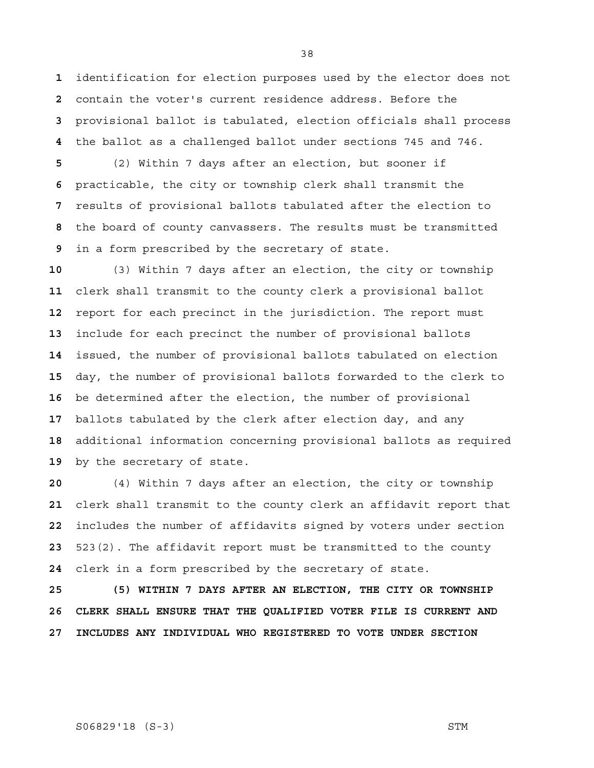identification for election purposes used by the elector does not contain the voter's current residence address. Before the provisional ballot is tabulated, election officials shall process the ballot as a challenged ballot under sections 745 and 746.

(2) Within 7 days after an election, but sooner if practicable, the city or township clerk shall transmit the results of provisional ballots tabulated after the election to the board of county canvassers. The results must be transmitted in a form prescribed by the secretary of state.

(3) Within 7 days after an election, the city or township clerk shall transmit to the county clerk a provisional ballot report for each precinct in the jurisdiction. The report must include for each precinct the number of provisional ballots issued, the number of provisional ballots tabulated on election day, the number of provisional ballots forwarded to the clerk to be determined after the election, the number of provisional ballots tabulated by the clerk after election day, and any additional information concerning provisional ballots as required by the secretary of state.

(4) Within 7 days after an election, the city or township clerk shall transmit to the county clerk an affidavit report that includes the number of affidavits signed by voters under section 523(2). The affidavit report must be transmitted to the county clerk in a form prescribed by the secretary of state.

**(5) WITHIN 7 DAYS AFTER AN ELECTION, THE CITY OR TOWNSHIP CLERK SHALL ENSURE THAT THE QUALIFIED VOTER FILE IS CURRENT AND INCLUDES ANY INDIVIDUAL WHO REGISTERED TO VOTE UNDER SECTION**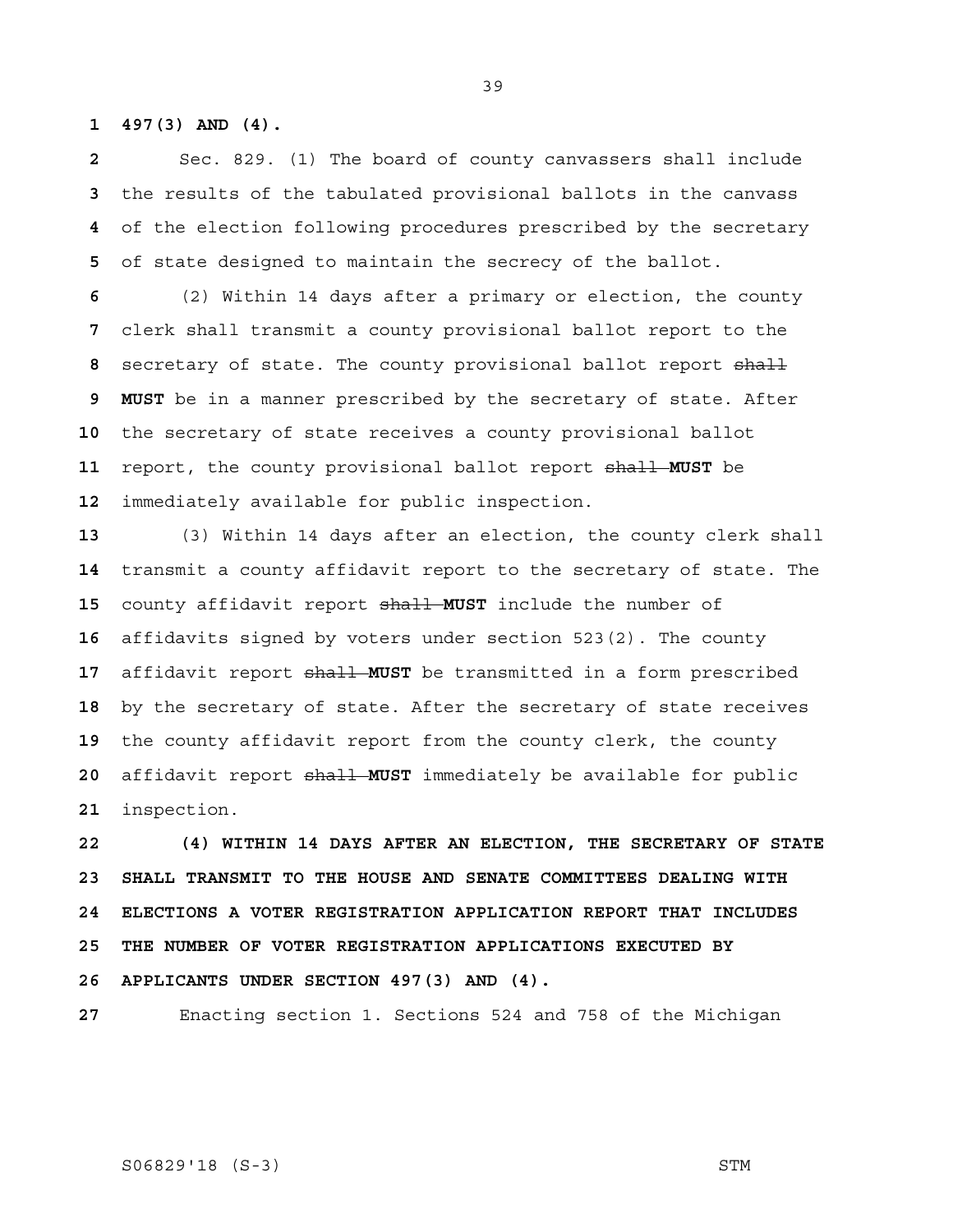**497(3) AND (4).**

Sec. 829. (1) The board of county canvassers shall include the results of the tabulated provisional ballots in the canvass of the election following procedures prescribed by the secretary of state designed to maintain the secrecy of the ballot.

(2) Within 14 days after a primary or election, the county clerk shall transmit a county provisional ballot report to the secretary of state. The county provisional ballot report ~~shall~~ **MUST** be in a manner prescribed by the secretary of state. After the secretary of state receives a county provisional ballot report, the county provisional ballot report ~~shall~~ **MUST** be immediately available for public inspection.

(3) Within 14 days after an election, the county clerk shall transmit a county affidavit report to the secretary of state. The county affidavit report ~~shall~~ **MUST** include the number of affidavits signed by voters under section 523(2). The county affidavit report ~~shall~~ **MUST** be transmitted in a form prescribed by the secretary of state. After the secretary of state receives the county affidavit report from the county clerk, the county affidavit report ~~shall~~ **MUST** immediately be available for public inspection.

**(4) WITHIN 14 DAYS AFTER AN ELECTION, THE SECRETARY OF STATE SHALL TRANSMIT TO THE HOUSE AND SENATE COMMITTEES DEALING WITH ELECTIONS A VOTER REGISTRATION APPLICATION REPORT THAT INCLUDES THE NUMBER OF VOTER REGISTRATION APPLICATIONS EXECUTED BY APPLICANTS UNDER SECTION 497(3) AND (4).**

Enacting section 1. Sections 524 and 758 of the Michigan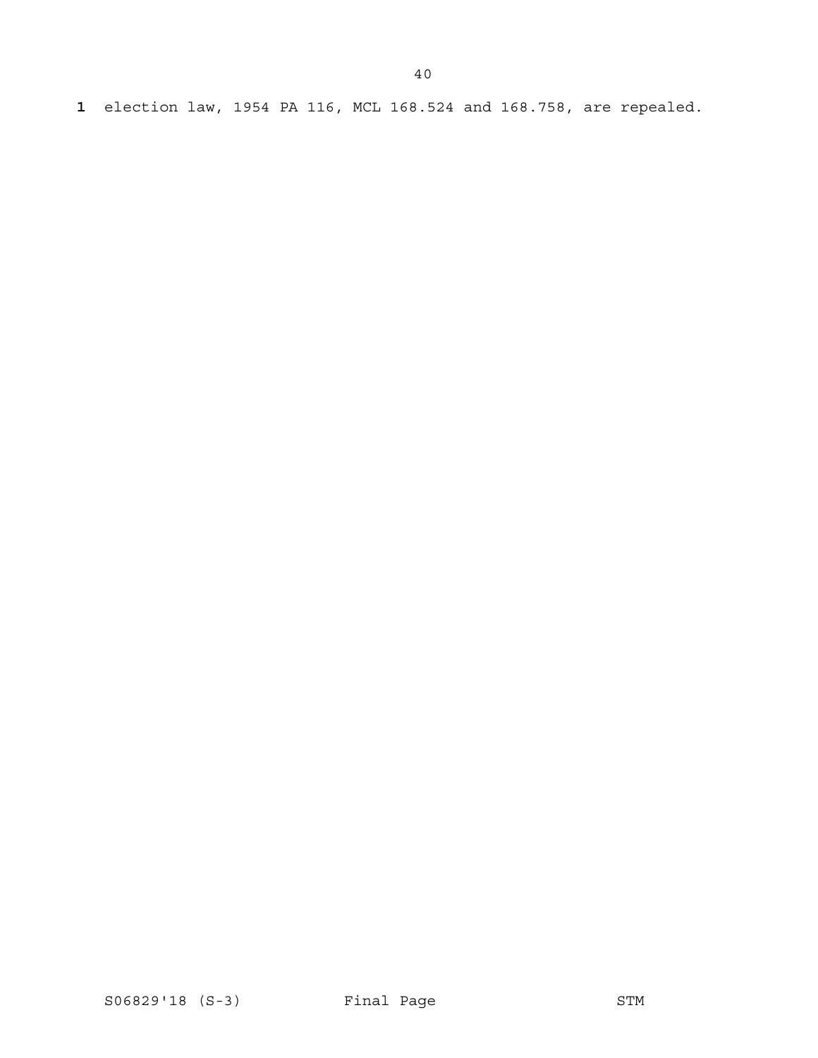election law, 1954 PA 116, MCL 168.524 and 168.758, are repealed.